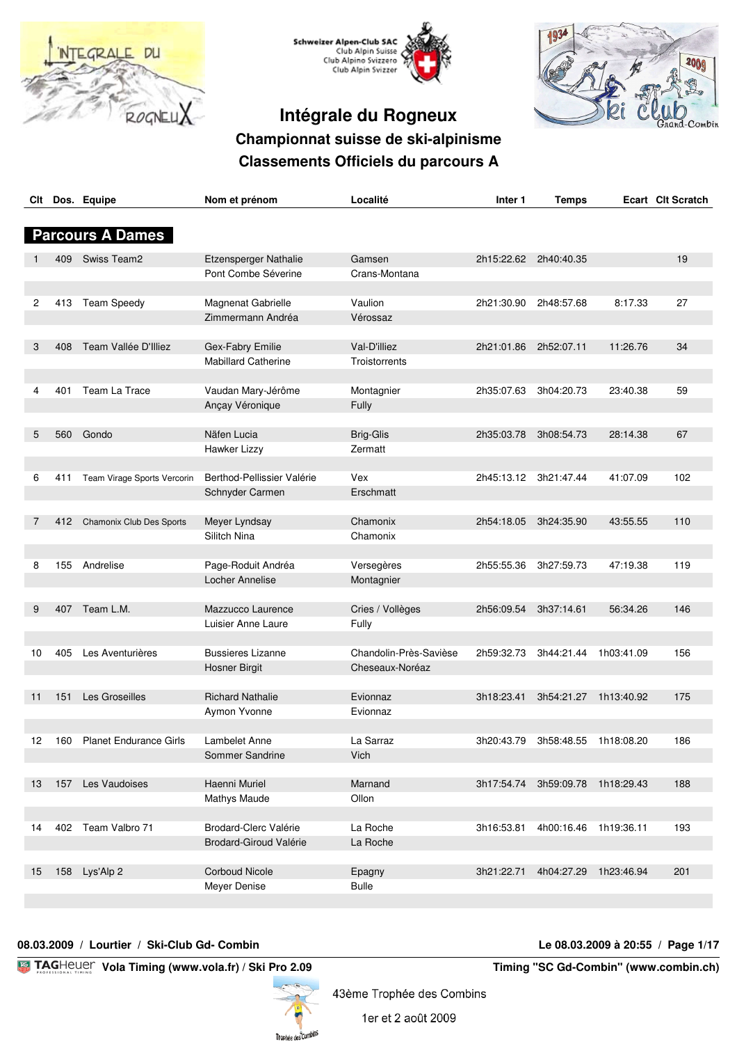# Intégrale du Rogneux

## Championnat suisse de ski-alpinisme

## Classements Officiels du parcours A

### Parcours A Dames

| Clt | Dos. | Equipe | Nom et prénom | Localité | Inter 1 | Temps | Ecart | Clt Scratch |
|---|---|---|---|---|---|---|---|---|
| 1 | 409 | Swiss Team2 | Etzensperger Nathalie | Gamsen | 2h15:22.62 | 2h40:40.35 | | 19 |
| | | | Pont Combe Séverine | Crans-Montana | | | | |
| 2 | 413 | Team Speedy | Magnenat Gabrielle | Vaulion | 2h21:30.90 | 2h48:57.68 | 8:17.33 | 27 |
| | | | Zimmermann Andréa | Vérossaz | | | | |
| 3 | 408 | Team Vallée D'Illiez | Gex-Fabry Emilie | Val-D'illiez | 2h21:01.86 | 2h52:07.11 | 11:26.76 | 34 |
| | | | Mabillard Catherine | Troistorrents | | | | |
| 4 | 401 | Team La Trace | Vaudan Mary-Jérôme | Montagnier | 2h35:07.63 | 3h04:20.73 | 23:40.38 | 59 |
| | | | Ançay Véronique | Fully | | | | |
| 5 | 560 | Gondo | Näfen Lucia | Brig-Glis | 2h35:03.78 | 3h08:54.73 | 28:14.38 | 67 |
| | | | Hawker Lizzy | Zermatt | | | | |
| 6 | 411 | Team Virage Sports Vercorin | Berthod-Pellissier Valérie | Vex | 2h45:13.12 | 3h21:47.44 | 41:07.09 | 102 |
| | | | Schnyder Carmen | Erschmatt | | | | |
| 7 | 412 | Chamonix Club Des Sports | Meyer Lyndsay | Chamonix | 2h54:18.05 | 3h24:35.90 | 43:55.55 | 110 |
| | | | Silitch Nina | Chamonix | | | | |
| 8 | 155 | Andrelise | Page-Roduit Andréa | Versegères | 2h55:55.36 | 3h27:59.73 | 47:19.38 | 119 |
| | | | Locher Annelise | Montagnier | | | | |
| 9 | 407 | Team L.M. | Mazzucco Laurence | Cries / Vollèges | 2h56:09.54 | 3h37:14.61 | 56:34.26 | 146 |
| | | | Luisier Anne Laure | Fully | | | | |
| 10 | 405 | Les Aventurières | Bussieres Lizanne | Chandolin-Près-Savièse | 2h59:32.73 | 3h44:21.44 | 1h03:41.09 | 156 |
| | | | Hosner Birgit | Cheseaux-Noréaz | | | | |
| 11 | 151 | Les Groseilles | Richard Nathalie | Evionnaz | 3h18:23.41 | 3h54:21.27 | 1h13:40.92 | 175 |
| | | | Aymon Yvonne | Evionnaz | | | | |
| 12 | 160 | Planet Endurance Girls | Lambelet Anne | La Sarraz | 3h20:43.79 | 3h58:48.55 | 1h18:08.20 | 186 |
| | | | Sommer Sandrine | Vich | | | | |
| 13 | 157 | Les Vaudoises | Haenni Muriel | Marnand | 3h17:54.74 | 3h59:09.78 | 1h18:29.43 | 188 |
| | | | Mathys Maude | Ollon | | | | |
| 14 | 402 | Team Valbro 71 | Brodard-Clerc Valérie | La Roche | 3h16:53.81 | 4h00:16.46 | 1h19:36.11 | 193 |
| | | | Brodard-Giroud Valérie | La Roche | | | | |
| 15 | 158 | Lys'Alp 2 | Corboud Nicole | Epagny | 3h21:22.71 | 4h04:27.29 | 1h23:46.94 | 201 |
| | | | Meyer Denise | Bulle | | | | |

**08.03.2009 / Lourtier / Ski-Club Gd- Combin** — **Le 08.03.2009 à 20:55**

**Vola Timing (www.vola.fr) / Ski Pro 2.09** — **Timing "SC Gd-Combin" (www.combin.ch)**

43ème Trophée des Combins

1er et 2 août 2009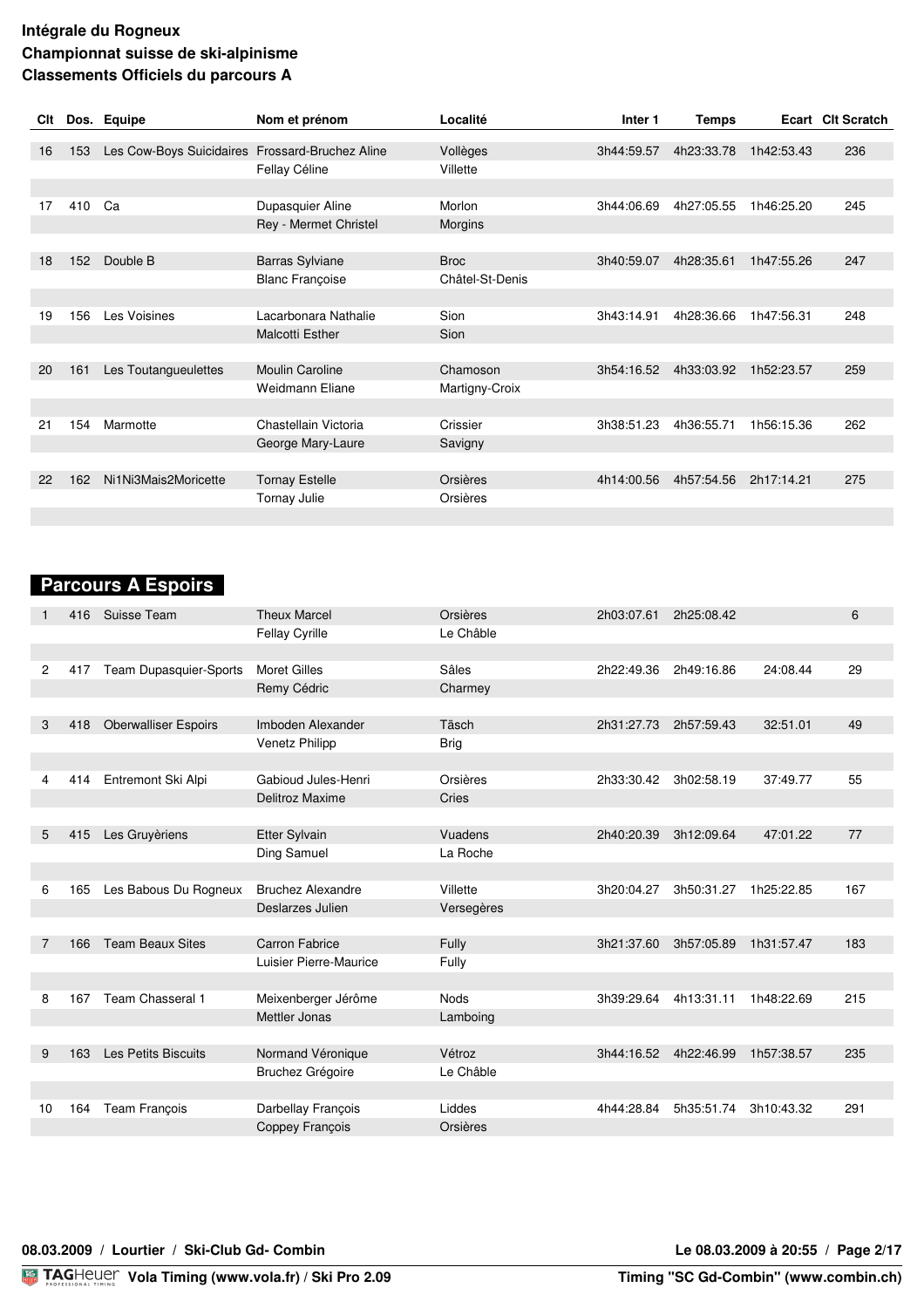**Intégrale du Rogneux**
**Championnat suisse de ski-alpinisme**
**Classements Officiels du parcours A**

| Clt | Dos. | Equipe | Nom et prénom | Localité | Inter 1 | Temps | Ecart | Clt Scratch |
|---|---|---|---|---|---|---|---|---|
| 16 | 153 | Les Cow-Boys Suicidaires | Frossard-Bruchez Aline | Vollèges | 3h44:59.57 | 4h23:33.78 | 1h42:53.43 | 236 |
| | | | Fellay Céline | Villette | | | | |
| 17 | 410 | Ca | Dupasquier Aline | Morlon | 3h44:06.69 | 4h27:05.55 | 1h46:25.20 | 245 |
| | | | Rey - Mermet Christel | Morgins | | | | |
| 18 | 152 | Double B | Barras Sylviane | Broc | 3h40:59.07 | 4h28:35.61 | 1h47:55.26 | 247 |
| | | | Blanc Françoise | Châtel-St-Denis | | | | |
| 19 | 156 | Les Voisines | Lacarbonara Nathalie | Sion | 3h43:14.91 | 4h28:36.66 | 1h47:56.31 | 248 |
| | | | Malcotti Esther | Sion | | | | |
| 20 | 161 | Les Toutangueulettes | Moulin Caroline | Chamoson | 3h54:16.52 | 4h33:03.92 | 1h52:23.57 | 259 |
| | | | Weidmann Eliane | Martigny-Croix | | | | |
| 21 | 154 | Marmotte | Chastellain Victoria | Crissier | 3h38:51.23 | 4h36:55.71 | 1h56:15.36 | 262 |
| | | | George Mary-Laure | Savigny | | | | |
| 22 | 162 | Ni1Ni3Mais2Moricette | Tornay Estelle | Orsières | 4h14:00.56 | 4h57:54.56 | 2h17:14.21 | 275 |
| | | | Tornay Julie | Orsières | | | | |

## Parcours A Espoirs

| Clt | Dos. | Equipe | Nom et prénom | Localité | Inter 1 | Temps | Ecart | Clt Scratch |
|---|---|---|---|---|---|---|---|---|
| 1 | 416 | Suisse Team | Theux Marcel | Orsières | 2h03:07.61 | 2h25:08.42 | | 6 |
| | | | Fellay Cyrille | Le Châble | | | | |
| 2 | 417 | Team Dupasquier-Sports | Moret Gilles | Sâles | 2h22:49.36 | 2h49:16.86 | 24:08.44 | 29 |
| | | | Remy Cédric | Charmey | | | | |
| 3 | 418 | Oberwalliser Espoirs | Imboden Alexander | Täsch | 2h31:27.73 | 2h57:59.43 | 32:51.01 | 49 |
| | | | Venetz Philipp | Brig | | | | |
| 4 | 414 | Entremont Ski Alpi | Gabioud Jules-Henri | Orsières | 2h33:30.42 | 3h02:58.19 | 37:49.77 | 55 |
| | | | Delitroz Maxime | Cries | | | | |
| 5 | 415 | Les Gruyèriens | Etter Sylvain | Vuadens | 2h40:20.39 | 3h12:09.64 | 47:01.22 | 77 |
| | | | Ding Samuel | La Roche | | | | |
| 6 | 165 | Les Babous Du Rogneux | Bruchez Alexandre | Villette | 3h20:04.27 | 3h50:31.27 | 1h25:22.85 | 167 |
| | | | Deslarzes Julien | Versegères | | | | |
| 7 | 166 | Team Beaux Sites | Carron Fabrice | Fully | 3h21:37.60 | 3h57:05.89 | 1h31:57.47 | 183 |
| | | | Luisier Pierre-Maurice | Fully | | | | |
| 8 | 167 | Team Chasseral 1 | Meixenberger Jérôme | Nods | 3h39:29.64 | 4h13:31.11 | 1h48:22.69 | 215 |
| | | | Mettler Jonas | Lamboing | | | | |
| 9 | 163 | Les Petits Biscuits | Normand Véronique | Vétroz | 3h44:16.52 | 4h22:46.99 | 1h57:38.57 | 235 |
| | | | Bruchez Grégoire | Le Châble | | | | |
| 10 | 164 | Team François | Darbellay François | Liddes | 4h44:28.84 | 5h35:51.74 | 3h10:43.32 | 291 |
| | | | Coppey François | Orsières | | | | |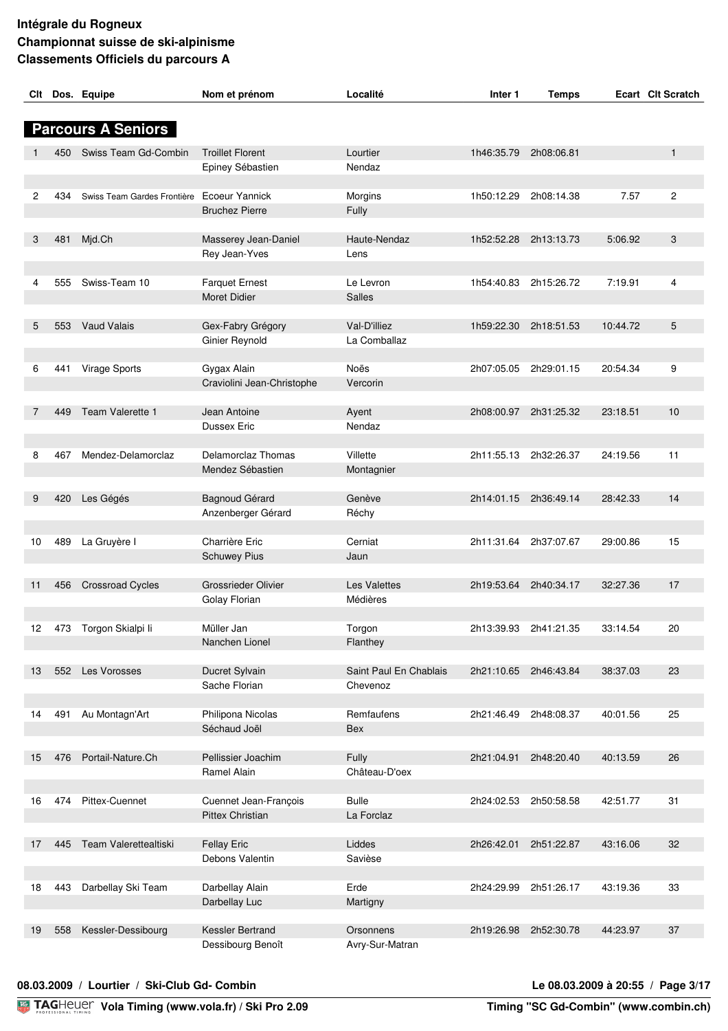**Intégrale du Rogneux**
**Championnat suisse de ski-alpinisme**
**Classements Officiels du parcours A**

## Parcours A Seniors

| Clt | Dos. | Equipe | Nom et prénom | Localité | Inter 1 | Temps | Ecart | Clt Scratch |
|---|---|---|---|---|---|---|---|---|
| 1 | 450 | Swiss Team Gd-Combin | Troillet Florent | Lourtier | 1h46:35.79 | 2h08:06.81 | | 1 |
| | | | Epiney Sébastien | Nendaz | | | | |
| 2 | 434 | Swiss Team Gardes Frontière | Ecoeur Yannick | Morgins | 1h50:12.29 | 2h08:14.38 | 7.57 | 2 |
| | | | Bruchez Pierre | Fully | | | | |
| 3 | 481 | Mjd.Ch | Masserey Jean-Daniel | Haute-Nendaz | 1h52:52.28 | 2h13:13.73 | 5:06.92 | 3 |
| | | | Rey Jean-Yves | Lens | | | | |
| 4 | 555 | Swiss-Team 10 | Farquet Ernest | Le Levron | 1h54:40.83 | 2h15:26.72 | 7:19.91 | 4 |
| | | | Moret Didier | Salles | | | | |
| 5 | 553 | Vaud Valais | Gex-Fabry Grégory | Val-D'illiez | 1h59:22.30 | 2h18:51.53 | 10:44.72 | 5 |
| | | | Ginier Reynold | La Comballaz | | | | |
| 6 | 441 | Virage Sports | Gygax Alain | Noës | 2h07:05.05 | 2h29:01.15 | 20:54.34 | 9 |
| | | | Craviolini Jean-Christophe | Vercorin | | | | |
| 7 | 449 | Team Valerette 1 | Jean Antoine | Ayent | 2h08:00.97 | 2h31:25.32 | 23:18.51 | 10 |
| | | | Dussex Eric | Nendaz | | | | |
| 8 | 467 | Mendez-Delamorclaz | Delamorclaz Thomas | Villette | 2h11:55.13 | 2h32:26.37 | 24:19.56 | 11 |
| | | | Mendez Sébastien | Montagnier | | | | |
| 9 | 420 | Les Gégés | Bagnoud Gérard | Genève | 2h14:01.15 | 2h36:49.14 | 28:42.33 | 14 |
| | | | Anzenberger Gérard | Réchy | | | | |
| 10 | 489 | La Gruyère I | Charrière Eric | Cerniat | 2h11:31.64 | 2h37:07.67 | 29:00.86 | 15 |
| | | | Schuwey Pius | Jaun | | | | |
| 11 | 456 | Crossroad Cycles | Grossrieder Olivier | Les Valettes | 2h19:53.64 | 2h40:34.17 | 32:27.36 | 17 |
| | | | Golay Florian | Médières | | | | |
| 12 | 473 | Torgon Skialpi Ii | Müller Jan | Torgon | 2h13:39.93 | 2h41:21.35 | 33:14.54 | 20 |
| | | | Nanchen Lionel | Flanthey | | | | |
| 13 | 552 | Les Vorosses | Ducret Sylvain | Saint Paul En Chablais | 2h21:10.65 | 2h46:43.84 | 38:37.03 | 23 |
| | | | Sache Florian | Chevenoz | | | | |
| 14 | 491 | Au Montagn'Art | Philipona Nicolas | Remfaufens | 2h21:46.49 | 2h48:08.37 | 40:01.56 | 25 |
| | | | Séchaud Joël | Bex | | | | |
| 15 | 476 | Portail-Nature.Ch | Pellissier Joachim | Fully | 2h21:04.91 | 2h48:20.40 | 40:13.59 | 26 |
| | | | Ramel Alain | Château-D'oex | | | | |
| 16 | 474 | Pittex-Cuennet | Cuennet Jean-François | Bulle | 2h24:02.53 | 2h50:58.58 | 42:51.77 | 31 |
| | | | Pittex Christian | La Forclaz | | | | |
| 17 | 445 | Team Valerettealtiski | Fellay Eric | Liddes | 2h26:42.01 | 2h51:22.87 | 43:16.06 | 32 |
| | | | Debons Valentin | Savièse | | | | |
| 18 | 443 | Darbellay Ski Team | Darbellay Alain | Erde | 2h24:29.99 | 2h51:26.17 | 43:19.36 | 33 |
| | | | Darbellay Luc | Martigny | | | | |
| 19 | 558 | Kessler-Dessibourg | Kessler Bertrand | Orsonnens | 2h19:26.98 | 2h52:30.78 | 44:23.97 | 37 |
| | | | Dessibourg Benoît | Avry-Sur-Matran | | | | |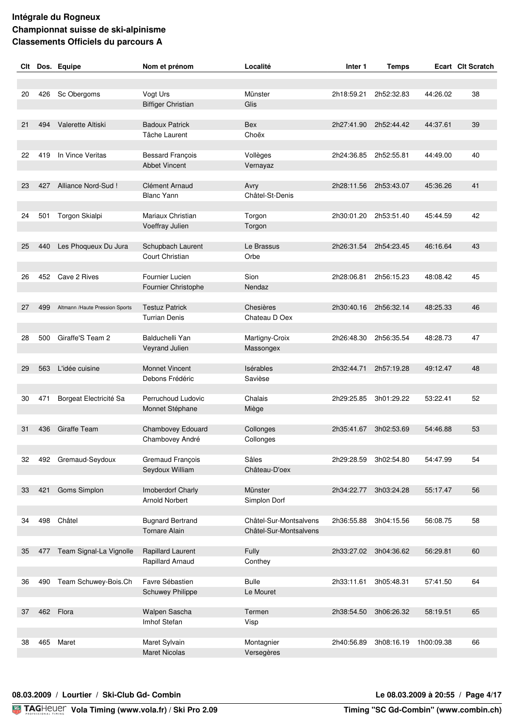**Intégrale du Rogneux**
**Championnat suisse de ski-alpinisme**
**Classements Officiels du parcours A**

| Clt | Dos. | Equipe | Nom et prénom | Localité | Inter 1 | Temps | Ecart | Clt Scratch |
|---|---|---|---|---|---|---|---|---|
| 20 | 426 | Sc Obergoms | Vogt Urs | Münster | 2h18:59.21 | 2h52:32.83 | 44:26.02 | 38 |
| | | | Biffiger Christian | Glis | | | | |
| 21 | 494 | Valerette Altiski | Badoux Patrick | Bex | 2h27:41.90 | 2h52:44.42 | 44:37.61 | 39 |
| | | | Tâche Laurent | Choëx | | | | |
| 22 | 419 | In Vince Veritas | Bessard François | Vollèges | 2h24:36.85 | 2h52:55.81 | 44:49.00 | 40 |
| | | | Abbet Vincent | Vernayaz | | | | |
| 23 | 427 | Alliance Nord-Sud ! | Clément Arnaud | Avry | 2h28:11.56 | 2h53:43.07 | 45:36.26 | 41 |
| | | | Blanc Yann | Châtel-St-Denis | | | | |
| 24 | 501 | Torgon Skialpi | Mariaux Christian | Torgon | 2h30:01.20 | 2h53:51.40 | 45:44.59 | 42 |
| | | | Voeffray Julien | Torgon | | | | |
| 25 | 440 | Les Phoqueux Du Jura | Schupbach Laurent | Le Brassus | 2h26:31.54 | 2h54:23.45 | 46:16.64 | 43 |
| | | | Court Christian | Orbe | | | | |
| 26 | 452 | Cave 2 Rives | Fournier Lucien | Sion | 2h28:06.81 | 2h56:15.23 | 48:08.42 | 45 |
| | | | Fournier Christophe | Nendaz | | | | |
| 27 | 499 | Altmann /Haute Pression Sports | Testuz Patrick | Chesières | 2h30:40.16 | 2h56:32.14 | 48:25.33 | 46 |
| | | | Turrian Denis | Chateau D Oex | | | | |
| 28 | 500 | Giraffe'S Team 2 | Balduchelli Yan | Martigny-Croix | 2h26:48.30 | 2h56:35.54 | 48:28.73 | 47 |
| | | | Veyrand Julien | Massongex | | | | |
| 29 | 563 | L'idée cuisine | Monnet Vincent | Isérables | 2h32:44.71 | 2h57:19.28 | 49:12.47 | 48 |
| | | | Debons Frédéric | Savièse | | | | |
| 30 | 471 | Borgeat Electricité Sa | Perruchoud Ludovic | Chalais | 2h29:25.85 | 3h01:29.22 | 53:22.41 | 52 |
| | | | Monnet Stéphane | Miège | | | | |
| 31 | 436 | Giraffe Team | Chambovey Edouard | Collonges | 2h35:41.67 | 3h02:53.69 | 54:46.88 | 53 |
| | | | Chambovey André | Collonges | | | | |
| 32 | 492 | Gremaud-Seydoux | Gremaud François | Sâles | 2h29:28.59 | 3h02:54.80 | 54:47.99 | 54 |
| | | | Seydoux William | Château-D'oex | | | | |
| 33 | 421 | Goms Simplon | Imoberdorf Charly | Münster | 2h34:22.77 | 3h03:24.28 | 55:17.47 | 56 |
| | | | Arnold Norbert | Simplon Dorf | | | | |
| 34 | 498 | Châtel | Bugnard Bertrand | Châtel-Sur-Montsalvens | 2h36:55.88 | 3h04:15.56 | 56:08.75 | 58 |
| | | | Tornare Alain | Châtel-Sur-Montsalvens | | | | |
| 35 | 477 | Team Signal-La Vignolle | Rapillard Laurent | Fully | 2h33:27.02 | 3h04:36.62 | 56:29.81 | 60 |
| | | | Rapillard Arnaud | Conthey | | | | |
| 36 | 490 | Team Schuwey-Bois.Ch | Favre Sébastien | Bulle | 2h33:11.61 | 3h05:48.31 | 57:41.50 | 64 |
| | | | Schuwey Philippe | Le Mouret | | | | |
| 37 | 462 | Flora | Walpen Sascha | Termen | 2h38:54.50 | 3h06:26.32 | 58:19.51 | 65 |
| | | | Imhof Stefan | Visp | | | | |
| 38 | 465 | Maret | Maret Sylvain | Montagnier | 2h40:56.89 | 3h08:16.19 | 1h00:09.38 | 66 |
| | | | Maret Nicolas | Versegères | | | | |

**08.03.2009 / Lourtier / Ski-Club Gd- Combin** **Le 08.03.2009 à 20:55**

**Vola Timing (www.vola.fr) / Ski Pro 2.09** **Timing "SC Gd-Combin" (www.combin.ch)**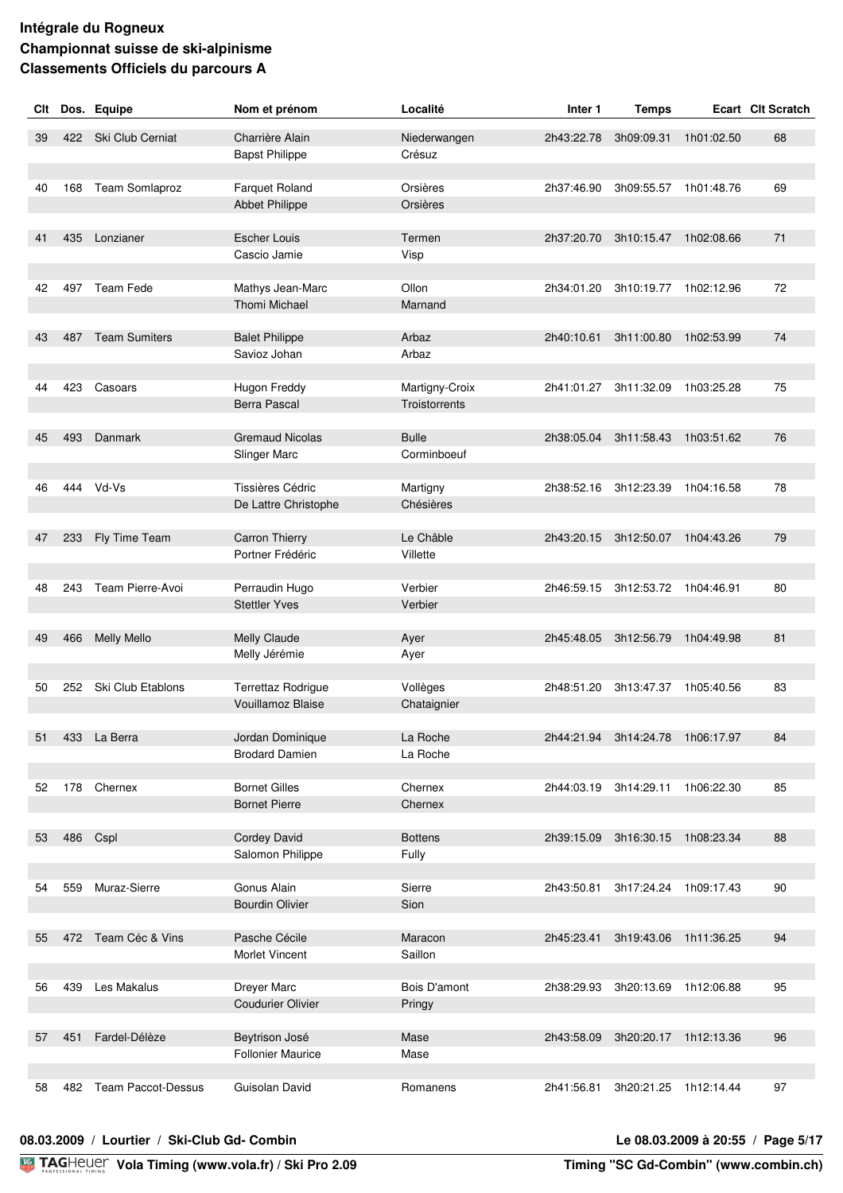**Intégrale du Rogneux**
**Championnat suisse de ski-alpinisme**
**Classements Officiels du parcours A**

| Clt | Dos. | Equipe | Nom et prénom | Localité | Inter 1 | Temps | Ecart | Clt Scratch |
|---|---|---|---|---|---|---|---|---|
| 39 | 422 | Ski Club Cerniat | Charrière Alain | Niederwangen | 2h43:22.78 | 3h09:09.31 | 1h01:02.50 | 68 |
| | | | Bapst Philippe | Crésuz | | | | |
| 40 | 168 | Team Somlaproz | Farquet Roland | Orsières | 2h37:46.90 | 3h09:55.57 | 1h01:48.76 | 69 |
| | | | Abbet Philippe | Orsières | | | | |
| 41 | 435 | Lonzianer | Escher Louis | Termen | 2h37:20.70 | 3h10:15.47 | 1h02:08.66 | 71 |
| | | | Cascio Jamie | Visp | | | | |
| 42 | 497 | Team Fede | Mathys Jean-Marc | Ollon | 2h34:01.20 | 3h10:19.77 | 1h02:12.96 | 72 |
| | | | Thomi Michael | Marnand | | | | |
| 43 | 487 | Team Sumiters | Balet Philippe | Arbaz | 2h40:10.61 | 3h11:00.80 | 1h02:53.99 | 74 |
| | | | Savioz Johan | Arbaz | | | | |
| 44 | 423 | Casoars | Hugon Freddy | Martigny-Croix | 2h41:01.27 | 3h11:32.09 | 1h03:25.28 | 75 |
| | | | Berra Pascal | Troistorrents | | | | |
| 45 | 493 | Danmark | Gremaud Nicolas | Bulle | 2h38:05.04 | 3h11:58.43 | 1h03:51.62 | 76 |
| | | | Slinger Marc | Corminboeuf | | | | |
| 46 | 444 | Vd-Vs | Tissières Cédric | Martigny | 2h38:52.16 | 3h12:23.39 | 1h04:16.58 | 78 |
| | | | De Lattre Christophe | Chésières | | | | |
| 47 | 233 | Fly Time Team | Carron Thierry | Le Châble | 2h43:20.15 | 3h12:50.07 | 1h04:43.26 | 79 |
| | | | Portner Frédéric | Villette | | | | |
| 48 | 243 | Team Pierre-Avoi | Perraudin Hugo | Verbier | 2h46:59.15 | 3h12:53.72 | 1h04:46.91 | 80 |
| | | | Stettler Yves | Verbier | | | | |
| 49 | 466 | Melly Mello | Melly Claude | Ayer | 2h45:48.05 | 3h12:56.79 | 1h04:49.98 | 81 |
| | | | Melly Jérémie | Ayer | | | | |
| 50 | 252 | Ski Club Etablons | Terrettaz Rodrigue | Vollèges | 2h48:51.20 | 3h13:47.37 | 1h05:40.56 | 83 |
| | | | Vouillamoz Blaise | Chataignier | | | | |
| 51 | 433 | La Berra | Jordan Dominique | La Roche | 2h44:21.94 | 3h14:24.78 | 1h06:17.97 | 84 |
| | | | Brodard Damien | La Roche | | | | |
| 52 | 178 | Chernex | Bornet Gilles | Chernex | 2h44:03.19 | 3h14:29.11 | 1h06:22.30 | 85 |
| | | | Bornet Pierre | Chernex | | | | |
| 53 | 486 | Cspl | Cordey David | Bottens | 2h39:15.09 | 3h16:30.15 | 1h08:23.34 | 88 |
| | | | Salomon Philippe | Fully | | | | |
| 54 | 559 | Muraz-Sierre | Gonus Alain | Sierre | 2h43:50.81 | 3h17:24.24 | 1h09:17.43 | 90 |
| | | | Bourdin Olivier | Sion | | | | |
| 55 | 472 | Team Céc & Vins | Pasche Cécile | Maracon | 2h45:23.41 | 3h19:43.06 | 1h11:36.25 | 94 |
| | | | Morlet Vincent | Saillon | | | | |
| 56 | 439 | Les Makalus | Dreyer Marc | Bois D'amont | 2h38:29.93 | 3h20:13.69 | 1h12:06.88 | 95 |
| | | | Coudurier Olivier | Pringy | | | | |
| 57 | 451 | Fardel-Délèze | Beytrison José | Mase | 2h43:58.09 | 3h20:20.17 | 1h12:13.36 | 96 |
| | | | Follonier Maurice | Mase | | | | |
| 58 | 482 | Team Paccot-Dessus | Guisolan David | Romanens | 2h41:56.81 | 3h20:21.25 | 1h12:14.44 | 97 |

08.03.2009 / Lourtier / Ski-Club Gd- Combin — Le 08.03.2009 à 20:55

Vola Timing (www.vola.fr) / Ski Pro 2.09 — Timing "SC Gd-Combin" (www.combin.ch)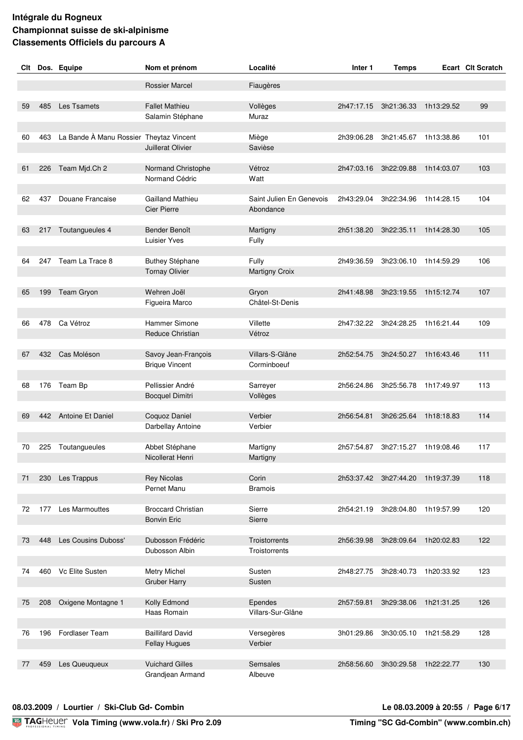**Intégrale du Rogneux**
**Championnat suisse de ski-alpinisme**
**Classements Officiels du parcours A**

| Clt | Dos. | Equipe | Nom et prénom | Localité | Inter 1 | Temps | Ecart | Clt Scratch |
|---|---|---|---|---|---|---|---|---|
| | | | Rossier Marcel | Fiaugères | | | | |
| 59 | 485 | Les Tsamets | Fallet Mathieu | Vollèges | 2h47:17.15 | 3h21:36.33 | 1h13:29.52 | 99 |
| | | | Salamin Stéphane | Muraz | | | | |
| 60 | 463 | La Bande À Manu Rossier | Theytaz Vincent | Miège | 2h39:06.28 | 3h21:45.67 | 1h13:38.86 | 101 |
| | | | Juillerat Olivier | Savièse | | | | |
| 61 | 226 | Team Mjd.Ch 2 | Normand Christophe | Vétroz | 2h47:03.16 | 3h22:09.88 | 1h14:03.07 | 103 |
| | | | Normand Cédric | Watt | | | | |
| 62 | 437 | Douane Francaise | Gailland Mathieu | Saint Julien En Genevois | 2h43:29.04 | 3h22:34.96 | 1h14:28.15 | 104 |
| | | | Cier Pierre | Abondance | | | | |
| 63 | 217 | Toutangueules 4 | Bender Benoît | Martigny | 2h51:38.20 | 3h22:35.11 | 1h14:28.30 | 105 |
| | | | Luisier Yves | Fully | | | | |
| 64 | 247 | Team La Trace 8 | Buthey Stéphane | Fully | 2h49:36.59 | 3h23:06.10 | 1h14:59.29 | 106 |
| | | | Tornay Olivier | Martigny Croix | | | | |
| 65 | 199 | Team Gryon | Wehren Joël | Gryon | 2h41:48.98 | 3h23:19.55 | 1h15:12.74 | 107 |
| | | | Figueira Marco | Châtel-St-Denis | | | | |
| 66 | 478 | Ca Vétroz | Hammer Simone | Villette | 2h47:32.22 | 3h24:28.25 | 1h16:21.44 | 109 |
| | | | Reduce Christian | Vétroz | | | | |
| 67 | 432 | Cas Moléson | Savoy Jean-François | Villars-S-Glâne | 2h52:54.75 | 3h24:50.27 | 1h16:43.46 | 111 |
| | | | Brique Vincent | Corminboeuf | | | | |
| 68 | 176 | Team Bp | Pellissier André | Sarreyer | 2h56:24.86 | 3h25:56.78 | 1h17:49.97 | 113 |
| | | | Bocquel Dimitri | Vollèges | | | | |
| 69 | 442 | Antoine Et Daniel | Coquoz Daniel | Verbier | 2h56:54.81 | 3h26:25.64 | 1h18:18.83 | 114 |
| | | | Darbellay Antoine | Verbier | | | | |
| 70 | 225 | Toutangueules | Abbet Stéphane | Martigny | 2h57:54.87 | 3h27:15.27 | 1h19:08.46 | 117 |
| | | | Nicollerat Henri | Martigny | | | | |
| 71 | 230 | Les Trappus | Rey Nicolas | Corin | 2h53:37.42 | 3h27:44.20 | 1h19:37.39 | 118 |
| | | | Pernet Manu | Bramois | | | | |
| 72 | 177 | Les Marmouttes | Broccard Christian | Sierre | 2h54:21.19 | 3h28:04.80 | 1h19:57.99 | 120 |
| | | | Bonvin Eric | Sierre | | | | |
| 73 | 448 | Les Cousins Duboss' | Dubosson Frédéric | Troistorrents | 2h56:39.98 | 3h28:09.64 | 1h20:02.83 | 122 |
| | | | Dubosson Albin | Troistorrents | | | | |
| 74 | 460 | Vc Elite Susten | Metry Michel | Susten | 2h48:27.75 | 3h28:40.73 | 1h20:33.92 | 123 |
| | | | Gruber Harry | Susten | | | | |
| 75 | 208 | Oxigene Montagne 1 | Kolly Edmond | Ependes | 2h57:59.81 | 3h29:38.06 | 1h21:31.25 | 126 |
| | | | Haas Romain | Villars-Sur-Glâne | | | | |
| 76 | 196 | Fordlaser Team | Baillifard David | Versegères | 3h01:29.86 | 3h30:05.10 | 1h21:58.29 | 128 |
| | | | Fellay Hugues | Verbier | | | | |
| 77 | 459 | Les Queuqueux | Vuichard Gilles | Semsales | 2h58:56.60 | 3h30:29.58 | 1h22:22.77 | 130 |
| | | | Grandjean Armand | Albeuve | | | | |

**08.03.2009 / Lourtier / Ski-Club Gd- Combin** — Le 08.03.2009 à 20:55

Vola Timing (www.vola.fr) / Ski Pro 2.09 — Timing "SC Gd-Combin" (www.combin.ch)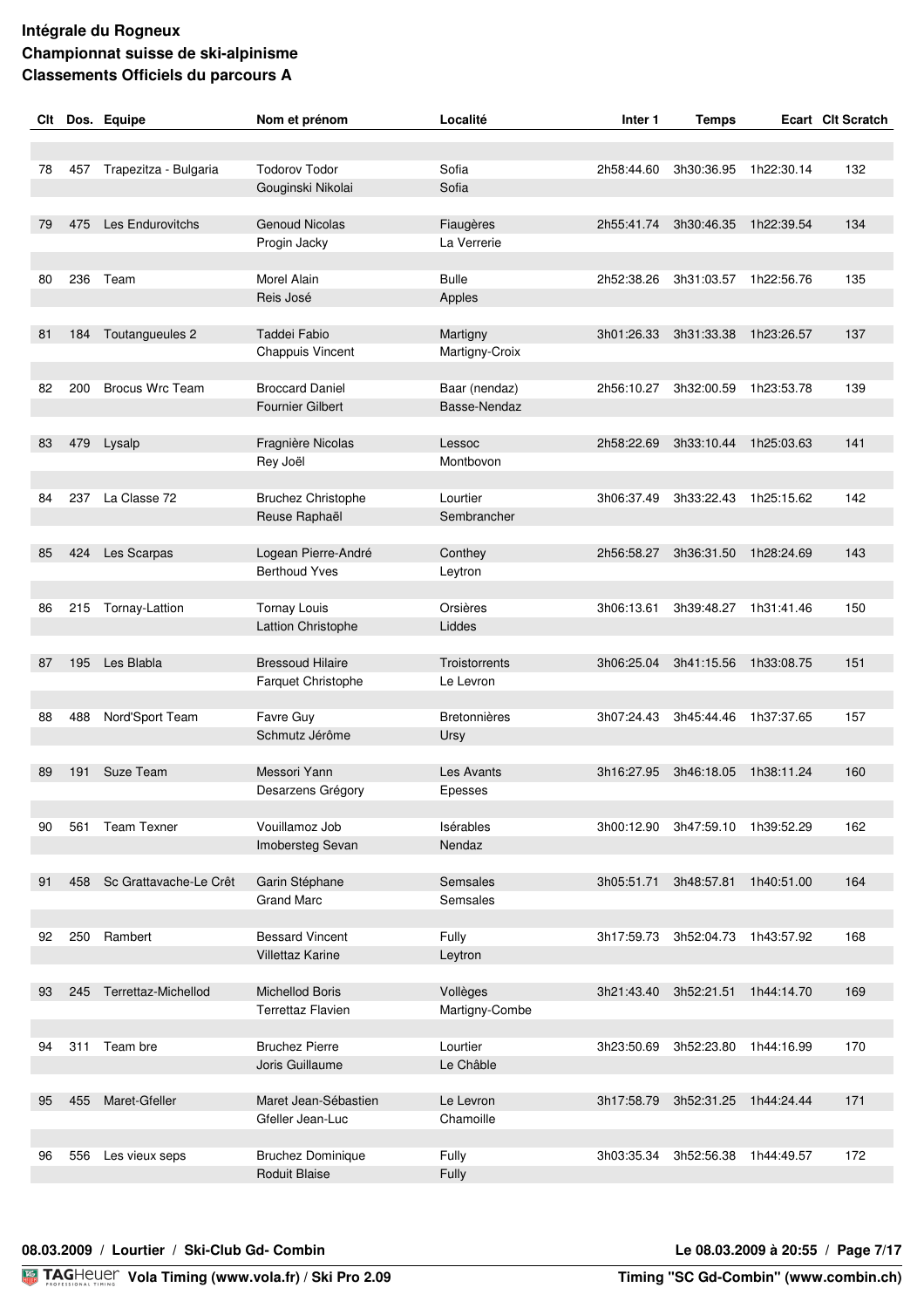**Intégrale du Rogneux**
**Championnat suisse de ski-alpinisme**
**Classements Officiels du parcours A**

| Clt | Dos. | Equipe | Nom et prénom | Localité | Inter 1 | Temps | Ecart | Clt Scratch |
|---|---|---|---|---|---|---|---|---|
| 78 | 457 | Trapezitza - Bulgaria | Todorov Todor | Sofia | 2h58:44.60 | 3h30:36.95 | 1h22:30.14 | 132 |
| | | | Gouginski Nikolai | Sofia | | | | |
| 79 | 475 | Les Endurovitchs | Genoud Nicolas | Fiaugères | 2h55:41.74 | 3h30:46.35 | 1h22:39.54 | 134 |
| | | | Progin Jacky | La Verrerie | | | | |
| 80 | 236 | Team | Morel Alain | Bulle | 2h52:38.26 | 3h31:03.57 | 1h22:56.76 | 135 |
| | | | Reis José | Apples | | | | |
| 81 | 184 | Toutangueules 2 | Taddei Fabio | Martigny | 3h01:26.33 | 3h31:33.38 | 1h23:26.57 | 137 |
| | | | Chappuis Vincent | Martigny-Croix | | | | |
| 82 | 200 | Brocus Wrc Team | Broccard Daniel | Baar (nendaz) | 2h56:10.27 | 3h32:00.59 | 1h23:53.78 | 139 |
| | | | Fournier Gilbert | Basse-Nendaz | | | | |
| 83 | 479 | Lysalp | Fragnière Nicolas | Lessoc | 2h58:22.69 | 3h33:10.44 | 1h25:03.63 | 141 |
| | | | Rey Joël | Montbovon | | | | |
| 84 | 237 | La Classe 72 | Bruchez Christophe | Lourtier | 3h06:37.49 | 3h33:22.43 | 1h25:15.62 | 142 |
| | | | Reuse Raphaël | Sembrancher | | | | |
| 85 | 424 | Les Scarpas | Logean Pierre-André | Conthey | 2h56:58.27 | 3h36:31.50 | 1h28:24.69 | 143 |
| | | | Berthoud Yves | Leytron | | | | |
| 86 | 215 | Tornay-Lattion | Tornay Louis | Orsières | 3h06:13.61 | 3h39:48.27 | 1h31:41.46 | 150 |
| | | | Lattion Christophe | Liddes | | | | |
| 87 | 195 | Les Blabla | Bressoud Hilaire | Troistorrents | 3h06:25.04 | 3h41:15.56 | 1h33:08.75 | 151 |
| | | | Farquet Christophe | Le Levron | | | | |
| 88 | 488 | Nord'Sport Team | Favre Guy | Bretonnières | 3h07:24.43 | 3h45:44.46 | 1h37:37.65 | 157 |
| | | | Schmutz Jérôme | Ursy | | | | |
| 89 | 191 | Suze Team | Messori Yann | Les Avants | 3h16:27.95 | 3h46:18.05 | 1h38:11.24 | 160 |
| | | | Desarzens Grégory | Epesses | | | | |
| 90 | 561 | Team Texner | Vouillamoz Job | Isérables | 3h00:12.90 | 3h47:59.10 | 1h39:52.29 | 162 |
| | | | Imobersteg Sevan | Nendaz | | | | |
| 91 | 458 | Sc Grattavache-Le Crêt | Garin Stéphane | Semsales | 3h05:51.71 | 3h48:57.81 | 1h40:51.00 | 164 |
| | | | Grand Marc | Semsales | | | | |
| 92 | 250 | Rambert | Bessard Vincent | Fully | 3h17:59.73 | 3h52:04.73 | 1h43:57.92 | 168 |
| | | | Villettaz Karine | Leytron | | | | |
| 93 | 245 | Terrettaz-Michellod | Michellod Boris | Vollèges | 3h21:43.40 | 3h52:21.51 | 1h44:14.70 | 169 |
| | | | Terrettaz Flavien | Martigny-Combe | | | | |
| 94 | 311 | Team bre | Bruchez Pierre | Lourtier | 3h23:50.69 | 3h52:23.80 | 1h44:16.99 | 170 |
| | | | Joris Guillaume | Le Châble | | | | |
| 95 | 455 | Maret-Gfeller | Maret Jean-Sébastien | Le Levron | 3h17:58.79 | 3h52:31.25 | 1h44:24.44 | 171 |
| | | | Gfeller Jean-Luc | Chamoille | | | | |
| 96 | 556 | Les vieux seps | Bruchez Dominique | Fully | 3h03:35.34 | 3h52:56.38 | 1h44:49.57 | 172 |
| | | | Roduit Blaise | Fully | | | | |

**08.03.2009 / Lourtier / Ski-Club Gd- Combin** — **Le 08.03.2009 à 20:55**

**Vola Timing (www.vola.fr) / Ski Pro 2.09** — **Timing "SC Gd-Combin" (www.combin.ch)**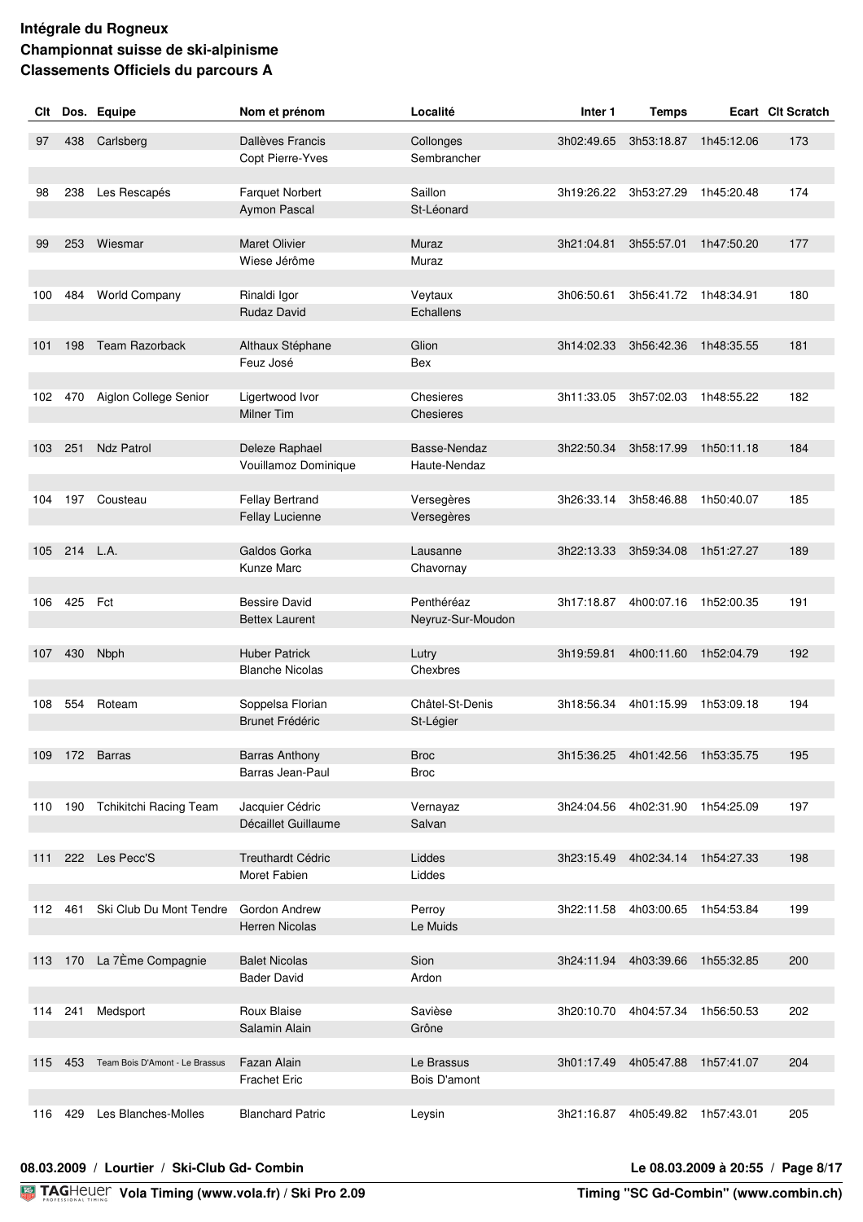**Intégrale du Rogneux**
**Championnat suisse de ski-alpinisme**
**Classements Officiels du parcours A**

| Clt | Dos. | Equipe | Nom et prénom | Localité | Inter 1 | Temps | Ecart | Clt Scratch |
|---|---|---|---|---|---|---|---|---|
| 97 | 438 | Carlsberg | Dallèves Francis | Collonges | 3h02:49.65 | 3h53:18.87 | 1h45:12.06 | 173 |
| | | | Copt Pierre-Yves | Sembrancher | | | | |
| 98 | 238 | Les Rescapés | Farquet Norbert | Saillon | 3h19:26.22 | 3h53:27.29 | 1h45:20.48 | 174 |
| | | | Aymon Pascal | St-Léonard | | | | |
| 99 | 253 | Wiesmar | Maret Olivier | Muraz | 3h21:04.81 | 3h55:57.01 | 1h47:50.20 | 177 |
| | | | Wiese Jérôme | Muraz | | | | |
| 100 | 484 | World Company | Rinaldi Igor | Veytaux | 3h06:50.61 | 3h56:41.72 | 1h48:34.91 | 180 |
| | | | Rudaz David | Echallens | | | | |
| 101 | 198 | Team Razorback | Althaux Stéphane | Glion | 3h14:02.33 | 3h56:42.36 | 1h48:35.55 | 181 |
| | | | Feuz José | Bex | | | | |
| 102 | 470 | Aiglon College Senior | Ligertwood Ivor | Chesieres | 3h11:33.05 | 3h57:02.03 | 1h48:55.22 | 182 |
| | | | Milner Tim | Chesieres | | | | |
| 103 | 251 | Ndz Patrol | Deleze Raphael | Basse-Nendaz | 3h22:50.34 | 3h58:17.99 | 1h50:11.18 | 184 |
| | | | Vouillamoz Dominique | Haute-Nendaz | | | | |
| 104 | 197 | Cousteau | Fellay Bertrand | Versegères | 3h26:33.14 | 3h58:46.88 | 1h50:40.07 | 185 |
| | | | Fellay Lucienne | Versegères | | | | |
| 105 | 214 | L.A. | Galdos Gorka | Lausanne | 3h22:13.33 | 3h59:34.08 | 1h51:27.27 | 189 |
| | | | Kunze Marc | Chavornay | | | | |
| 106 | 425 | Fct | Bessire David | Penthéréaz | 3h17:18.87 | 4h00:07.16 | 1h52:00.35 | 191 |
| | | | Bettex Laurent | Neyruz-Sur-Moudon | | | | |
| 107 | 430 | Nbph | Huber Patrick | Lutry | 3h19:59.81 | 4h00:11.60 | 1h52:04.79 | 192 |
| | | | Blanche Nicolas | Chexbres | | | | |
| 108 | 554 | Roteam | Soppelsa Florian | Châtel-St-Denis | 3h18:56.34 | 4h01:15.99 | 1h53:09.18 | 194 |
| | | | Brunet Frédéric | St-Légier | | | | |
| 109 | 172 | Barras | Barras Anthony | Broc | 3h15:36.25 | 4h01:42.56 | 1h53:35.75 | 195 |
| | | | Barras Jean-Paul | Broc | | | | |
| 110 | 190 | Tchikitchi Racing Team | Jacquier Cédric | Vernayaz | 3h24:04.56 | 4h02:31.90 | 1h54:25.09 | 197 |
| | | | Décaillet Guillaume | Salvan | | | | |
| 111 | 222 | Les Pecc'S | Treuthardt Cédric | Liddes | 3h23:15.49 | 4h02:34.14 | 1h54:27.33 | 198 |
| | | | Moret Fabien | Liddes | | | | |
| 112 | 461 | Ski Club Du Mont Tendre | Gordon Andrew | Perroy | 3h22:11.58 | 4h03:00.65 | 1h54:53.84 | 199 |
| | | | Herren Nicolas | Le Muids | | | | |
| 113 | 170 | La 7Ème Compagnie | Balet Nicolas | Sion | 3h24:11.94 | 4h03:39.66 | 1h55:32.85 | 200 |
| | | | Bader David | Ardon | | | | |
| 114 | 241 | Medsport | Roux Blaise | Savièse | 3h20:10.70 | 4h04:57.34 | 1h56:50.53 | 202 |
| | | | Salamin Alain | Grône | | | | |
| 115 | 453 | Team Bois D'Amont - Le Brassus | Fazan Alain | Le Brassus | 3h01:17.49 | 4h05:47.88 | 1h57:41.07 | 204 |
| | | | Frachet Eric | Bois D'amont | | | | |
| 116 | 429 | Les Blanches-Molles | Blanchard Patric | Leysin | 3h21:16.87 | 4h05:49.82 | 1h57:43.01 | 205 |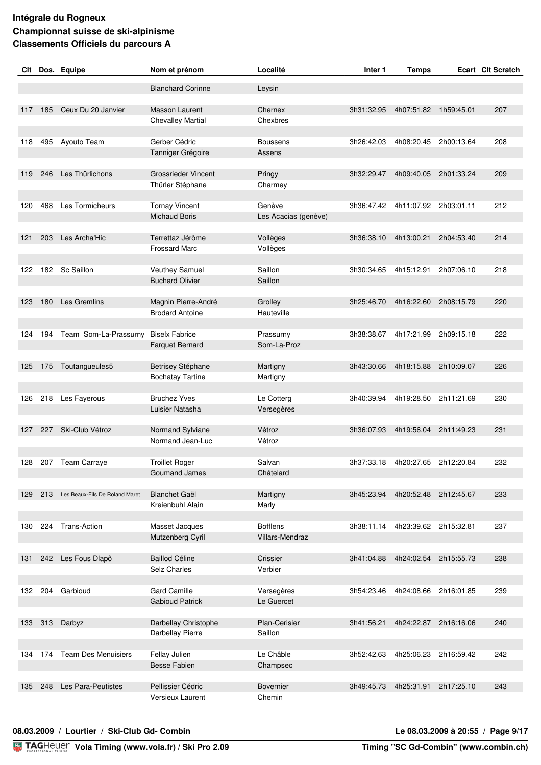**Intégrale du Rogneux**
**Championnat suisse de ski-alpinisme**
**Classements Officiels du parcours A**

| Clt | Dos. | Equipe | Nom et prénom | Localité | Inter 1 | Temps | Ecart | Clt Scratch |
|---|---|---|---|---|---|---|---|---|
| | | | Blanchard Corinne | Leysin | | | | |
| 117 | 185 | Ceux Du 20 Janvier | Masson Laurent | Chernex | 3h31:32.95 | 4h07:51.82 | 1h59:45.01 | 207 |
| | | | Chevalley Martial | Chexbres | | | | |
| 118 | 495 | Ayouto Team | Gerber Cédric | Boussens | 3h26:42.03 | 4h08:20.45 | 2h00:13.64 | 208 |
| | | | Tanniger Grégoire | Assens | | | | |
| 119 | 246 | Les Thürlichons | Grossrieder Vincent | Pringy | 3h32:29.47 | 4h09:40.05 | 2h01:33.24 | 209 |
| | | | Thürler Stéphane | Charmey | | | | |
| 120 | 468 | Les Tormicheurs | Tornay Vincent | Genève | 3h36:47.42 | 4h11:07.92 | 2h03:01.11 | 212 |
| | | | Michaud Boris | Les Acacias (genève) | | | | |
| 121 | 203 | Les Archa'Hic | Terrettaz Jérôme | Vollèges | 3h36:38.10 | 4h13:00.21 | 2h04:53.40 | 214 |
| | | | Frossard Marc | Vollèges | | | | |
| 122 | 182 | Sc Saillon | Veuthey Samuel | Saillon | 3h30:34.65 | 4h15:12.91 | 2h07:06.10 | 218 |
| | | | Buchard Olivier | Saillon | | | | |
| 123 | 180 | Les Gremlins | Magnin Pierre-André | Grolley | 3h25:46.70 | 4h16:22.60 | 2h08:15.79 | 220 |
| | | | Brodard Antoine | Hauteville | | | | |
| 124 | 194 | Team Som-La-Prassurny | Biselx Fabrice | Prassurny | 3h38:38.67 | 4h17:21.99 | 2h09:15.18 | 222 |
| | | | Farquet Bernard | Som-La-Proz | | | | |
| 125 | 175 | Toutangueules5 | Betrisey Stéphane | Martigny | 3h43:30.66 | 4h18:15.88 | 2h10:09.07 | 226 |
| | | | Bochatay Tartine | Martigny | | | | |
| 126 | 218 | Les Fayerous | Bruchez Yves | Le Cotterg | 3h40:39.94 | 4h19:28.50 | 2h11:21.69 | 230 |
| | | | Luisier Natasha | Versegères | | | | |
| 127 | 227 | Ski-Club Vétroz | Normand Sylviane | Vétroz | 3h36:07.93 | 4h19:56.04 | 2h11:49.23 | 231 |
| | | | Normand Jean-Luc | Vétroz | | | | |
| 128 | 207 | Team Carraye | Troillet Roger | Salvan | 3h37:33.18 | 4h20:27.65 | 2h12:20.84 | 232 |
| | | | Goumand James | Châtelard | | | | |
| 129 | 213 | Les Beaux-Fils De Roland Maret | Blanchet Gaël | Martigny | 3h45:23.94 | 4h20:52.48 | 2h12:45.67 | 233 |
| | | | Kreienbuhl Alain | Marly | | | | |
| 130 | 224 | Trans-Action | Masset Jacques | Bofflens | 3h38:11.14 | 4h23:39.62 | 2h15:32.81 | 237 |
| | | | Mutzenberg Cyril | Villars-Mendraz | | | | |
| 131 | 242 | Les Fous Dlapô | Baillod Céline | Crissier | 3h41:04.88 | 4h24:02.54 | 2h15:55.73 | 238 |
| | | | Selz Charles | Verbier | | | | |
| 132 | 204 | Garbioud | Gard Camille | Versegères | 3h54:23.46 | 4h24:08.66 | 2h16:01.85 | 239 |
| | | | Gabioud Patrick | Le Guercet | | | | |
| 133 | 313 | Darbyz | Darbellay Christophe | Plan-Cerisier | 3h41:56.21 | 4h24:22.87 | 2h16:16.06 | 240 |
| | | | Darbellay Pierre | Saillon | | | | |
| 134 | 174 | Team Des Menuisiers | Fellay Julien | Le Châble | 3h52:42.63 | 4h25:06.23 | 2h16:59.42 | 242 |
| | | | Besse Fabien | Champsec | | | | |
| 135 | 248 | Les Para-Peutistes | Pellissier Cédric | Bovernier | 3h49:45.73 | 4h25:31.91 | 2h17:25.10 | 243 |
| | | | Versieux Laurent | Chemin | | | | |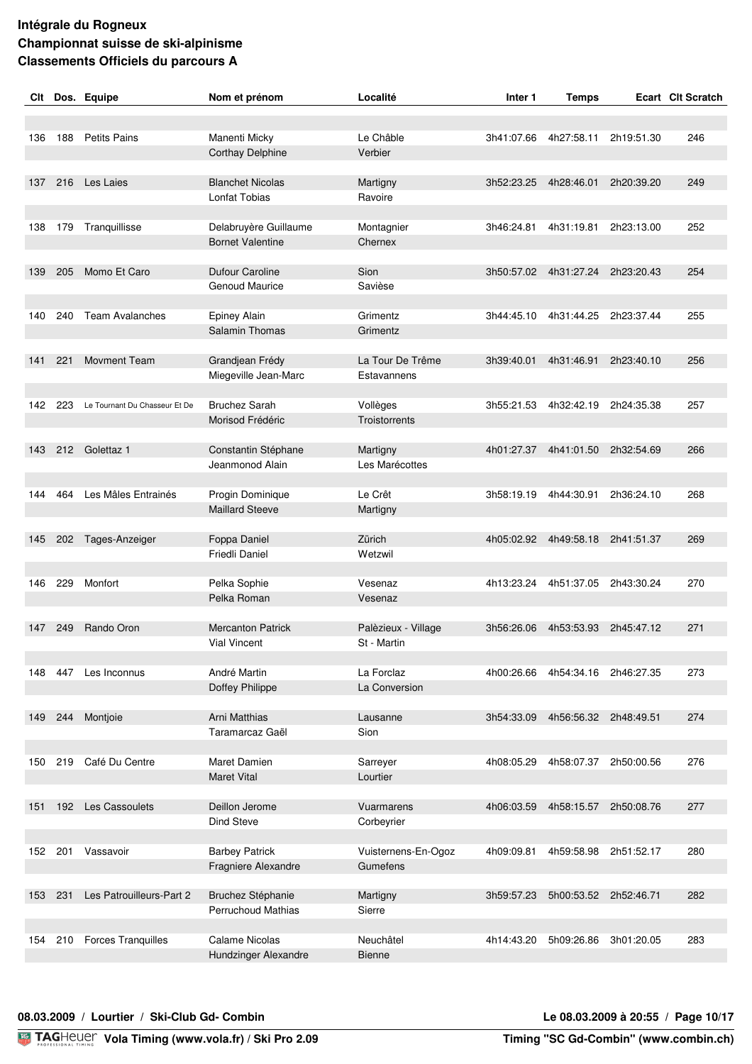**Intégrale du Rogneux**
**Championnat suisse de ski-alpinisme**
**Classements Officiels du parcours A**

| Clt | Dos. | Equipe | Nom et prénom | Localité | Inter 1 | Temps | Ecart | Clt Scratch |
|---|---|---|---|---|---|---|---|---|
| 136 | 188 | Petits Pains | Manenti Micky | Le Châble | 3h41:07.66 | 4h27:58.11 | 2h19:51.30 | 246 |
| | | | Corthay Delphine | Verbier | | | | |
| 137 | 216 | Les Laies | Blanchet Nicolas | Martigny | 3h52:23.25 | 4h28:46.01 | 2h20:39.20 | 249 |
| | | | Lonfat Tobias | Ravoire | | | | |
| 138 | 179 | Tranquillisse | Delabruyère Guillaume | Montagnier | 3h46:24.81 | 4h31:19.81 | 2h23:13.00 | 252 |
| | | | Bornet Valentine | Chernex | | | | |
| 139 | 205 | Momo Et Caro | Dufour Caroline | Sion | 3h50:57.02 | 4h31:27.24 | 2h23:20.43 | 254 |
| | | | Genoud Maurice | Savièse | | | | |
| 140 | 240 | Team Avalanches | Epiney Alain | Grimentz | 3h44:45.10 | 4h31:44.25 | 2h23:37.44 | 255 |
| | | | Salamin Thomas | Grimentz | | | | |
| 141 | 221 | Movment Team | Grandjean Frédy | La Tour De Trême | 3h39:40.01 | 4h31:46.91 | 2h23:40.10 | 256 |
| | | | Miegeville Jean-Marc | Estavannens | | | | |
| 142 | 223 | Le Tournant Du Chasseur Et De | Bruchez Sarah | Vollèges | 3h55:21.53 | 4h32:42.19 | 2h24:35.38 | 257 |
| | | | Morisod Frédéric | Troistorrents | | | | |
| 143 | 212 | Golettaz 1 | Constantin Stéphane | Martigny | 4h01:27.37 | 4h41:01.50 | 2h32:54.69 | 266 |
| | | | Jeanmonod Alain | Les Marécottes | | | | |
| 144 | 464 | Les Mâles Entrainés | Progin Dominique | Le Crêt | 3h58:19.19 | 4h44:30.91 | 2h36:24.10 | 268 |
| | | | Maillard Steeve | Martigny | | | | |
| 145 | 202 | Tages-Anzeiger | Foppa Daniel | Zürich | 4h05:02.92 | 4h49:58.18 | 2h41:51.37 | 269 |
| | | | Friedli Daniel | Wetzwil | | | | |
| 146 | 229 | Monfort | Pelka Sophie | Vesenaz | 4h13:23.24 | 4h51:37.05 | 2h43:30.24 | 270 |
| | | | Pelka Roman | Vesenaz | | | | |
| 147 | 249 | Rando Oron | Mercanton Patrick | Palèzieux - Village | 3h56:26.06 | 4h53:53.93 | 2h45:47.12 | 271 |
| | | | Vial Vincent | St - Martin | | | | |
| 148 | 447 | Les Inconnus | André Martin | La Forclaz | 4h00:26.66 | 4h54:34.16 | 2h46:27.35 | 273 |
| | | | Doffey Philippe | La Conversion | | | | |
| 149 | 244 | Montjoie | Arni Matthias | Lausanne | 3h54:33.09 | 4h56:56.32 | 2h48:49.51 | 274 |
| | | | Taramarcaz Gaël | Sion | | | | |
| 150 | 219 | Café Du Centre | Maret Damien | Sarreyer | 4h08:05.29 | 4h58:07.37 | 2h50:00.56 | 276 |
| | | | Maret Vital | Lourtier | | | | |
| 151 | 192 | Les Cassoulets | Deillon Jerome | Vuarmarens | 4h06:03.59 | 4h58:15.57 | 2h50:08.76 | 277 |
| | | | Dind Steve | Corbeyrier | | | | |
| 152 | 201 | Vassavoir | Barbey Patrick | Vuisternens-En-Ogoz | 4h09:09.81 | 4h59:58.98 | 2h51:52.17 | 280 |
| | | | Fragniere Alexandre | Gumefens | | | | |
| 153 | 231 | Les Patrouilleurs-Part 2 | Bruchez Stéphanie | Martigny | 3h59:57.23 | 5h00:53.52 | 2h52:46.71 | 282 |
| | | | Perruchoud Mathias | Sierre | | | | |
| 154 | 210 | Forces Tranquilles | Calame Nicolas | Neuchâtel | 4h14:43.20 | 5h09:26.86 | 3h01:20.05 | 283 |
| | | | Hundzinger Alexandre | Bienne | | | | |

**08.03.2009 / Lourtier / Ski-Club Gd- Combin** — **Le 08.03.2009 à 20:55**

**Vola Timing (www.vola.fr) / Ski Pro 2.09** — **Timing "SC Gd-Combin" (www.combin.ch)**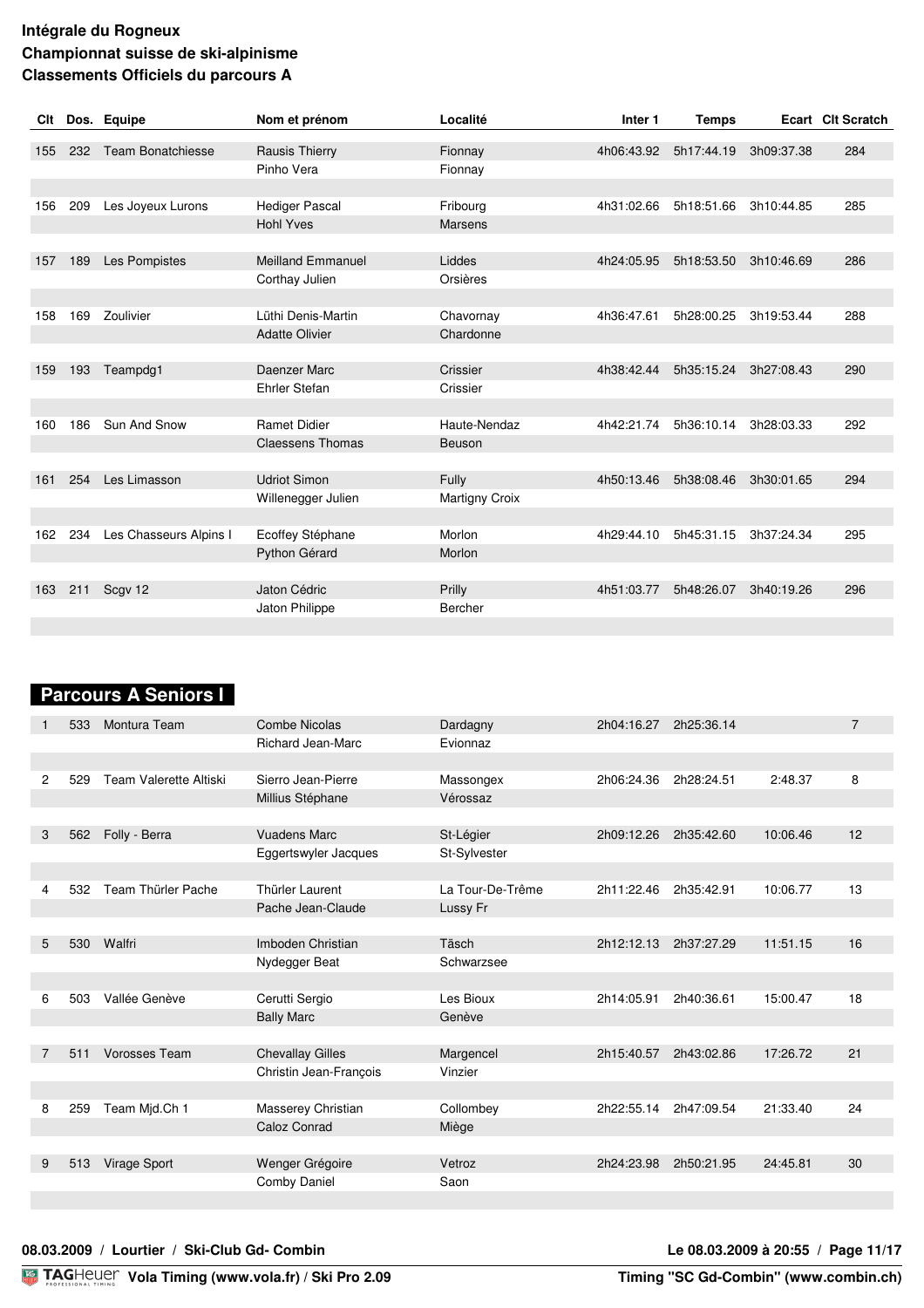**Intégrale du Rogneux**
**Championnat suisse de ski-alpinisme**
**Classements Officiels du parcours A**

| Clt | Dos. | Equipe | Nom et prénom | Localité | Inter 1 | Temps | Ecart | Clt Scratch |
|---|---|---|---|---|---|---|---|---|
| 155 | 232 | Team Bonatchiesse | Rausis Thierry | Fionnay | 4h06:43.92 | 5h17:44.19 | 3h09:37.38 | 284 |
| | | | Pinho Vera | Fionnay | | | | |
| 156 | 209 | Les Joyeux Lurons | Hediger Pascal | Fribourg | 4h31:02.66 | 5h18:51.66 | 3h10:44.85 | 285 |
| | | | Hohl Yves | Marsens | | | | |
| 157 | 189 | Les Pompistes | Meilland Emmanuel | Liddes | 4h24:05.95 | 5h18:53.50 | 3h10:46.69 | 286 |
| | | | Corthay Julien | Orsières | | | | |
| 158 | 169 | Zoulivier | Lüthi Denis-Martin | Chavornay | 4h36:47.61 | 5h28:00.25 | 3h19:53.44 | 288 |
| | | | Adatte Olivier | Chardonne | | | | |
| 159 | 193 | Teampdg1 | Daenzer Marc | Crissier | 4h38:42.44 | 5h35:15.24 | 3h27:08.43 | 290 |
| | | | Ehrler Stefan | Crissier | | | | |
| 160 | 186 | Sun And Snow | Ramet Didier | Haute-Nendaz | 4h42:21.74 | 5h36:10.14 | 3h28:03.33 | 292 |
| | | | Claessens Thomas | Beuson | | | | |
| 161 | 254 | Les Limasson | Udriot Simon | Fully | 4h50:13.46 | 5h38:08.46 | 3h30:01.65 | 294 |
| | | | Willenegger Julien | Martigny Croix | | | | |
| 162 | 234 | Les Chasseurs Alpins I | Ecoffey Stéphane | Morlon | 4h29:44.10 | 5h45:31.15 | 3h37:24.34 | 295 |
| | | | Python Gérard | Morlon | | | | |
| 163 | 211 | Scgv 12 | Jaton Cédric | Prilly | 4h51:03.77 | 5h48:26.07 | 3h40:19.26 | 296 |
| | | | Jaton Philippe | Bercher | | | | |

## Parcours A Seniors I

| Clt | Dos. | Equipe | Nom et prénom | Localité | Inter 1 | Temps | Ecart | Clt Scratch |
|---|---|---|---|---|---|---|---|---|
| 1 | 533 | Montura Team | Combe Nicolas | Dardagny | 2h04:16.27 | 2h25:36.14 | | 7 |
| | | | Richard Jean-Marc | Evionnaz | | | | |
| 2 | 529 | Team Valerette Altiski | Sierro Jean-Pierre | Massongex | 2h06:24.36 | 2h28:24.51 | 2:48.37 | 8 |
| | | | Millius Stéphane | Vérossaz | | | | |
| 3 | 562 | Folly - Berra | Vuadens Marc | St-Légier | 2h09:12.26 | 2h35:42.60 | 10:06.46 | 12 |
| | | | Eggertswyler Jacques | St-Sylvester | | | | |
| 4 | 532 | Team Thürler Pache | Thürler Laurent | La Tour-De-Trême | 2h11:22.46 | 2h35:42.91 | 10:06.77 | 13 |
| | | | Pache Jean-Claude | Lussy Fr | | | | |
| 5 | 530 | Walfri | Imboden Christian | Täsch | 2h12:12.13 | 2h37:27.29 | 11:51.15 | 16 |
| | | | Nydegger Beat | Schwarzsee | | | | |
| 6 | 503 | Vallée Genève | Cerutti Sergio | Les Bioux | 2h14:05.91 | 2h40:36.61 | 15:00.47 | 18 |
| | | | Bally Marc | Genève | | | | |
| 7 | 511 | Vorosses Team | Chevallay Gilles | Margencel | 2h15:40.57 | 2h43:02.86 | 17:26.72 | 21 |
| | | | Christin Jean-François | Vinzier | | | | |
| 8 | 259 | Team Mjd.Ch 1 | Masserey Christian | Collombey | 2h22:55.14 | 2h47:09.54 | 21:33.40 | 24 |
| | | | Caloz Conrad | Miège | | | | |
| 9 | 513 | Virage Sport | Wenger Grégoire | Vetroz | 2h24:23.98 | 2h50:21.95 | 24:45.81 | 30 |
| | | | Comby Daniel | Saon | | | | |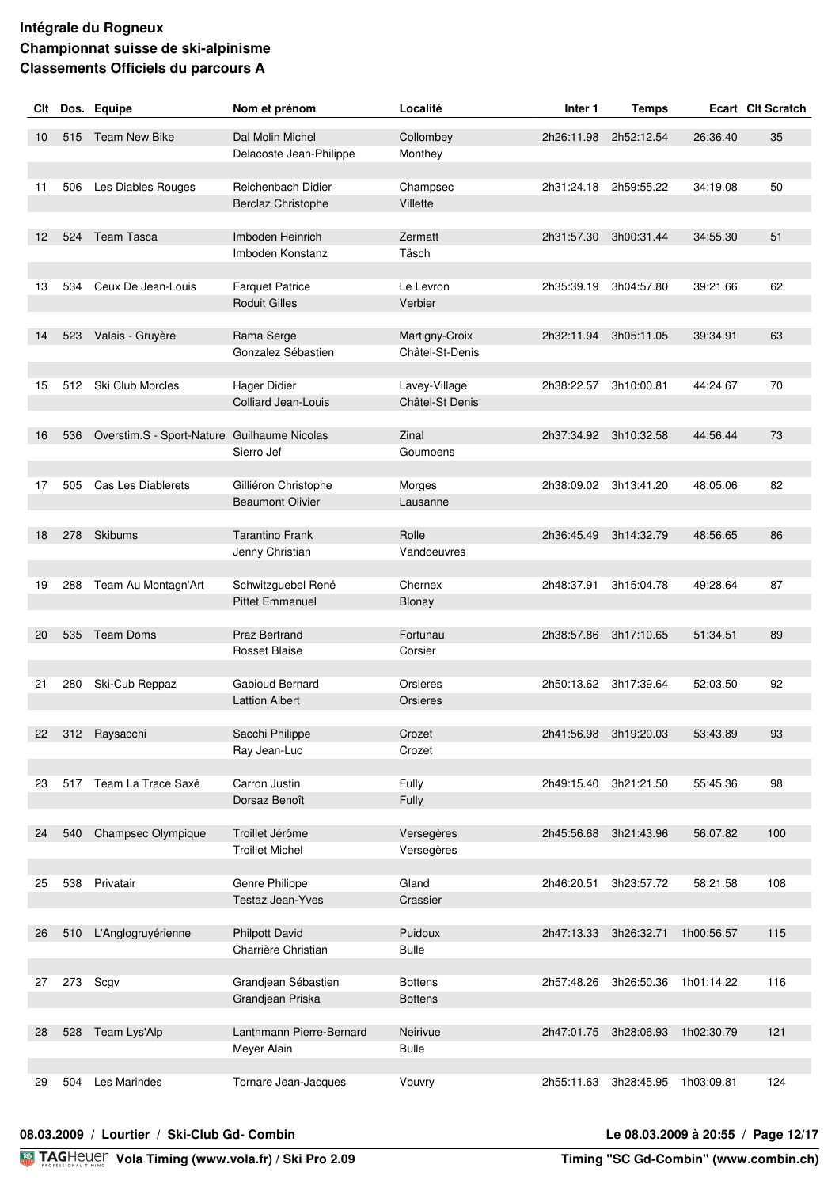**Intégrale du Rogneux**
**Championnat suisse de ski-alpinisme**
**Classements Officiels du parcours A**

| Clt | Dos. | Equipe | Nom et prénom | Localité | Inter 1 | Temps | Ecart | Clt Scratch |
|---|---|---|---|---|---|---|---|---|
| 10 | 515 | Team New Bike | Dal Molin Michel | Collombey | 2h26:11.98 | 2h52:12.54 | 26:36.40 | 35 |
| | | | Delacoste Jean-Philippe | Monthey | | | | |
| 11 | 506 | Les Diables Rouges | Reichenbach Didier | Champsec | 2h31:24.18 | 2h59:55.22 | 34:19.08 | 50 |
| | | | Berclaz Christophe | Villette | | | | |
| 12 | 524 | Team Tasca | Imboden Heinrich | Zermatt | 2h31:57.30 | 3h00:31.44 | 34:55.30 | 51 |
| | | | Imboden Konstanz | Täsch | | | | |
| 13 | 534 | Ceux De Jean-Louis | Farquet Patrice | Le Levron | 2h35:39.19 | 3h04:57.80 | 39:21.66 | 62 |
| | | | Roduit Gilles | Verbier | | | | |
| 14 | 523 | Valais - Gruyère | Rama Serge | Martigny-Croix | 2h32:11.94 | 3h05:11.05 | 39:34.91 | 63 |
| | | | Gonzalez Sébastien | Châtel-St-Denis | | | | |
| 15 | 512 | Ski Club Morcles | Hager Didier | Lavey-Village | 2h38:22.57 | 3h10:00.81 | 44:24.67 | 70 |
| | | | Colliard Jean-Louis | Châtel-St Denis | | | | |
| 16 | 536 | Overstim.S - Sport-Nature | Guilhaume Nicolas | Zinal | 2h37:34.92 | 3h10:32.58 | 44:56.44 | 73 |
| | | | Sierro Jef | Goumoens | | | | |
| 17 | 505 | Cas Les Diablerets | Gilliéron Christophe | Morges | 2h38:09.02 | 3h13:41.20 | 48:05.06 | 82 |
| | | | Beaumont Olivier | Lausanne | | | | |
| 18 | 278 | Skibums | Tarantino Frank | Rolle | 2h36:45.49 | 3h14:32.79 | 48:56.65 | 86 |
| | | | Jenny Christian | Vandoeuvres | | | | |
| 19 | 288 | Team Au Montagn'Art | Schwitzguebel René | Chernex | 2h48:37.91 | 3h15:04.78 | 49:28.64 | 87 |
| | | | Pittet Emmanuel | Blonay | | | | |
| 20 | 535 | Team Doms | Praz Bertrand | Fortunau | 2h38:57.86 | 3h17:10.65 | 51:34.51 | 89 |
| | | | Rosset Blaise | Corsier | | | | |
| 21 | 280 | Ski-Cub Reppaz | Gabioud Bernard | Orsieres | 2h50:13.62 | 3h17:39.64 | 52:03.50 | 92 |
| | | | Lattion Albert | Orsieres | | | | |
| 22 | 312 | Raysacchi | Sacchi Philippe | Crozet | 2h41:56.98 | 3h19:20.03 | 53:43.89 | 93 |
| | | | Ray Jean-Luc | Crozet | | | | |
| 23 | 517 | Team La Trace Saxé | Carron Justin | Fully | 2h49:15.40 | 3h21:21.50 | 55:45.36 | 98 |
| | | | Dorsaz Benoît | Fully | | | | |
| 24 | 540 | Champsec Olympique | Troillet Jérôme | Versegères | 2h45:56.68 | 3h21:43.96 | 56:07.82 | 100 |
| | | | Troillet Michel | Versegères | | | | |
| 25 | 538 | Privatair | Genre Philippe | Gland | 2h46:20.51 | 3h23:57.72 | 58:21.58 | 108 |
| | | | Testaz Jean-Yves | Crassier | | | | |
| 26 | 510 | L'Anglogruyérienne | Philpott David | Puidoux | 2h47:13.33 | 3h26:32.71 | 1h00:56.57 | 115 |
| | | | Charrière Christian | Bulle | | | | |
| 27 | 273 | Scgv | Grandjean Sébastien | Bottens | 2h57:48.26 | 3h26:50.36 | 1h01:14.22 | 116 |
| | | | Grandjean Priska | Bottens | | | | |
| 28 | 528 | Team Lys'Alp | Lanthmann Pierre-Bernard | Neirivue | 2h47:01.75 | 3h28:06.93 | 1h02:30.79 | 121 |
| | | | Meyer Alain | Bulle | | | | |
| 29 | 504 | Les Marindes | Tornare Jean-Jacques | Vouvry | 2h55:11.63 | 3h28:45.95 | 1h03:09.81 | 124 |

**08.03.2009 / Lourtier / Ski-Club Gd- Combin** **Le 08.03.2009 à 20:55**

**Vola Timing (www.vola.fr) / Ski Pro 2.09** **Timing "SC Gd-Combin" (www.combin.ch)**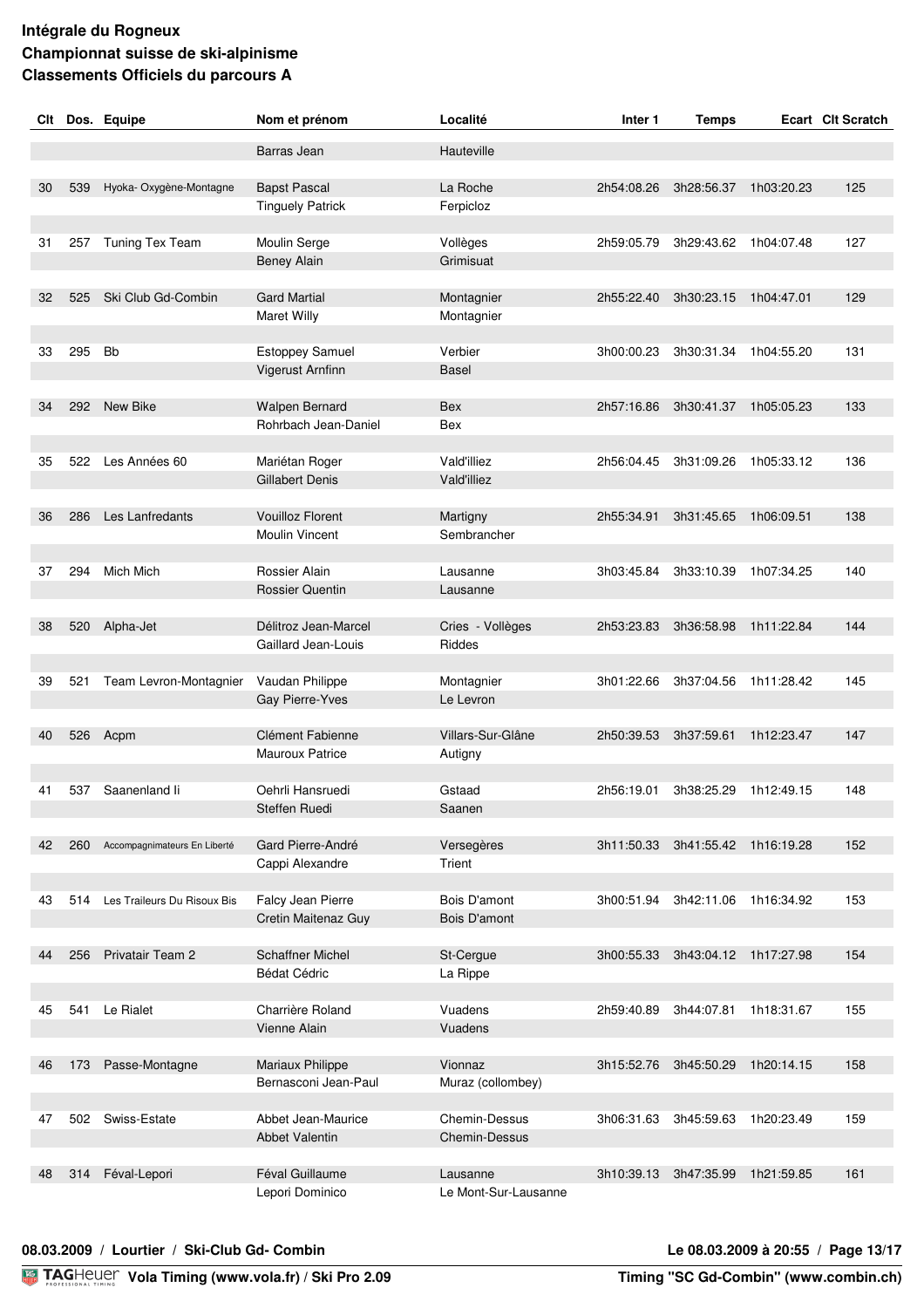**Intégrale du Rogneux**
**Championnat suisse de ski-alpinisme**
**Classements Officiels du parcours A**

| Clt | Dos. | Equipe | Nom et prénom | Localité | Inter 1 | Temps | Ecart | Clt Scratch |
|---|---|---|---|---|---|---|---|---|
| | | | Barras Jean | Hauteville | | | | |
| 30 | 539 | Hyoka- Oxygène-Montagne | Bapst Pascal | La Roche | 2h54:08.26 | 3h28:56.37 | 1h03:20.23 | 125 |
| | | | Tinguely Patrick | Ferpicloz | | | | |
| 31 | 257 | Tuning Tex Team | Moulin Serge | Vollèges | 2h59:05.79 | 3h29:43.62 | 1h04:07.48 | 127 |
| | | | Beney Alain | Grimisuat | | | | |
| 32 | 525 | Ski Club Gd-Combin | Gard Martial | Montagnier | 2h55:22.40 | 3h30:23.15 | 1h04:47.01 | 129 |
| | | | Maret Willy | Montagnier | | | | |
| 33 | 295 | Bb | Estoppey Samuel | Verbier | 3h00:00.23 | 3h30:31.34 | 1h04:55.20 | 131 |
| | | | Vigerust Arnfinn | Basel | | | | |
| 34 | 292 | New Bike | Walpen Bernard | Bex | 2h57:16.86 | 3h30:41.37 | 1h05:05.23 | 133 |
| | | | Rohrbach Jean-Daniel | Bex | | | | |
| 35 | 522 | Les Années 60 | Mariétan Roger | Vald'illiez | 2h56:04.45 | 3h31:09.26 | 1h05:33.12 | 136 |
| | | | Gillabert Denis | Vald'illiez | | | | |
| 36 | 286 | Les Lanfredants | Vouilloz Florent | Martigny | 2h55:34.91 | 3h31:45.65 | 1h06:09.51 | 138 |
| | | | Moulin Vincent | Sembrancher | | | | |
| 37 | 294 | Mich Mich | Rossier Alain | Lausanne | 3h03:45.84 | 3h33:10.39 | 1h07:34.25 | 140 |
| | | | Rossier Quentin | Lausanne | | | | |
| 38 | 520 | Alpha-Jet | Délitroz Jean-Marcel | Cries - Vollèges | 2h53:23.83 | 3h36:58.98 | 1h11:22.84 | 144 |
| | | | Gaillard Jean-Louis | Riddes | | | | |
| 39 | 521 | Team Levron-Montagnier | Vaudan Philippe | Montagnier | 3h01:22.66 | 3h37:04.56 | 1h11:28.42 | 145 |
| | | | Gay Pierre-Yves | Le Levron | | | | |
| 40 | 526 | Acpm | Clément Fabienne | Villars-Sur-Glâne | 2h50:39.53 | 3h37:59.61 | 1h12:23.47 | 147 |
| | | | Mauroux Patrice | Autigny | | | | |
| 41 | 537 | Saanenland Ii | Oehrli Hansruedi | Gstaad | 2h56:19.01 | 3h38:25.29 | 1h12:49.15 | 148 |
| | | | Steffen Ruedi | Saanen | | | | |
| 42 | 260 | Accompagnimateurs En Liberté | Gard Pierre-André | Versegères | 3h11:50.33 | 3h41:55.42 | 1h16:19.28 | 152 |
| | | | Cappi Alexandre | Trient | | | | |
| 43 | 514 | Les Traileurs Du Risoux Bis | Falcy Jean Pierre | Bois D'amont | 3h00:51.94 | 3h42:11.06 | 1h16:34.92 | 153 |
| | | | Cretin Maitenaz Guy | Bois D'amont | | | | |
| 44 | 256 | Privatair Team 2 | Schaffner Michel | St-Cergue | 3h00:55.33 | 3h43:04.12 | 1h17:27.98 | 154 |
| | | | Bédat Cédric | La Rippe | | | | |
| 45 | 541 | Le Rialet | Charrière Roland | Vuadens | 2h59:40.89 | 3h44:07.81 | 1h18:31.67 | 155 |
| | | | Vienne Alain | Vuadens | | | | |
| 46 | 173 | Passe-Montagne | Mariaux Philippe | Vionnaz | 3h15:52.76 | 3h45:50.29 | 1h20:14.15 | 158 |
| | | | Bernasconi Jean-Paul | Muraz (collombey) | | | | |
| 47 | 502 | Swiss-Estate | Abbet Jean-Maurice | Chemin-Dessus | 3h06:31.63 | 3h45:59.63 | 1h20:23.49 | 159 |
| | | | Abbet Valentin | Chemin-Dessus | | | | |
| 48 | 314 | Féval-Lepori | Féval Guillaume | Lausanne | 3h10:39.13 | 3h47:35.99 | 1h21:59.85 | 161 |
| | | | Lepori Dominico | Le Mont-Sur-Lausanne | | | | |

**08.03.2009 / Lourtier / Ski-Club Gd- Combin** — **Le 08.03.2009 à 20:55**

**Vola Timing (www.vola.fr) / Ski Pro 2.09** — **Timing "SC Gd-Combin" (www.combin.ch)**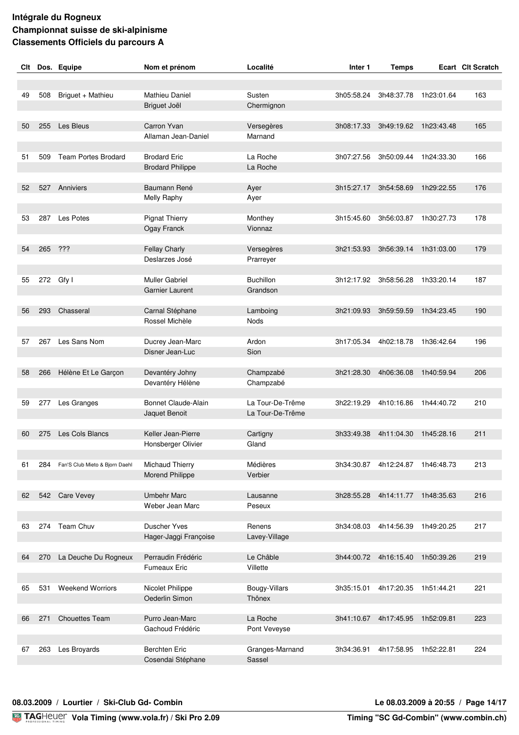**Intégrale du Rogneux**
**Championnat suisse de ski-alpinisme**
**Classements Officiels du parcours A**

| Clt | Dos. | Equipe | Nom et prénom | Localité | Inter 1 | Temps | Ecart | Clt Scratch |
|---|---|---|---|---|---|---|---|---|
| 49 | 508 | Briguet + Mathieu | Mathieu Daniel | Susten | 3h05:58.24 | 3h48:37.78 | 1h23:01.64 | 163 |
| | | | Briguet Joël | Chermignon | | | | |
| 50 | 255 | Les Bleus | Carron Yvan | Versegères | 3h08:17.33 | 3h49:19.62 | 1h23:43.48 | 165 |
| | | | Allaman Jean-Daniel | Marnand | | | | |
| 51 | 509 | Team Portes Brodard | Brodard Eric | La Roche | 3h07:27.56 | 3h50:09.44 | 1h24:33.30 | 166 |
| | | | Brodard Philippe | La Roche | | | | |
| 52 | 527 | Anniviers | Baumann René | Ayer | 3h15:27.17 | 3h54:58.69 | 1h29:22.55 | 176 |
| | | | Melly Raphy | Ayer | | | | |
| 53 | 287 | Les Potes | Pignat Thierry | Monthey | 3h15:45.60 | 3h56:03.87 | 1h30:27.73 | 178 |
| | | | Ogay Franck | Vionnaz | | | | |
| 54 | 265 | ??? | Fellay Charly | Versegères | 3h21:53.93 | 3h56:39.14 | 1h31:03.00 | 179 |
| | | | Deslarzes José | Prarreyer | | | | |
| 55 | 272 | Gfy I | Muller Gabriel | Buchillon | 3h12:17.92 | 3h58:56.28 | 1h33:20.14 | 187 |
| | | | Garnier Laurent | Grandson | | | | |
| 56 | 293 | Chasseral | Carnal Stéphane | Lamboing | 3h21:09.93 | 3h59:59.59 | 1h34:23.45 | 190 |
| | | | Rossel Michèle | Nods | | | | |
| 57 | 267 | Les Sans Nom | Ducrey Jean-Marc | Ardon | 3h17:05.34 | 4h02:18.78 | 1h36:42.64 | 196 |
| | | | Disner Jean-Luc | Sion | | | | |
| 58 | 266 | Hélène Et Le Garçon | Devantéry Johny | Champzabé | 3h21:28.30 | 4h06:36.08 | 1h40:59.94 | 206 |
| | | | Devantéry Hélène | Champzabé | | | | |
| 59 | 277 | Les Granges | Bonnet Claude-Alain | La Tour-De-Trême | 3h22:19.29 | 4h10:16.86 | 1h44:40.72 | 210 |
| | | | Jaquet Benoit | La Tour-De-Trême | | | | |
| 60 | 275 | Les Cols Blancs | Keller Jean-Pierre | Cartigny | 3h33:49.38 | 4h11:04.30 | 1h45:28.16 | 211 |
| | | | Honsberger Olivier | Gland | | | | |
| 61 | 284 | Fan'S Club Mieto & Bjorn Daehl | Michaud Thierry | Médières | 3h34:30.87 | 4h12:24.87 | 1h46:48.73 | 213 |
| | | | Morend Philippe | Verbier | | | | |
| 62 | 542 | Care Vevey | Umbehr Marc | Lausanne | 3h28:55.28 | 4h14:11.77 | 1h48:35.63 | 216 |
| | | | Weber Jean Marc | Peseux | | | | |
| 63 | 274 | Team Chuv | Duscher Yves | Renens | 3h34:08.03 | 4h14:56.39 | 1h49:20.25 | 217 |
| | | | Hager-Jaggi Françoise | Lavey-Village | | | | |
| 64 | 270 | La Deuche Du Rogneux | Perraudin Frédéric | Le Châble | 3h44:00.72 | 4h16:15.40 | 1h50:39.26 | 219 |
| | | | Fumeaux Eric | Villette | | | | |
| 65 | 531 | Weekend Worriors | Nicolet Philippe | Bougy-Villars | 3h35:15.01 | 4h17:20.35 | 1h51:44.21 | 221 |
| | | | Oederlin Simon | Thônex | | | | |
| 66 | 271 | Chouettes Team | Purro Jean-Marc | La Roche | 3h41:10.67 | 4h17:45.95 | 1h52:09.81 | 223 |
| | | | Gachoud Frédéric | Pont Veveyse | | | | |
| 67 | 263 | Les Broyards | Berchten Eric | Granges-Marnand | 3h34:36.91 | 4h17:58.95 | 1h52:22.81 | 224 |
| | | | Cosendai Stéphane | Sassel | | | | |

**08.03.2009 / Lourtier / Ski-Club Gd- Combin** — **Le 08.03.2009 à 20:55**

**Vola Timing (www.vola.fr) / Ski Pro 2.09** — **Timing "SC Gd-Combin" (www.combin.ch)**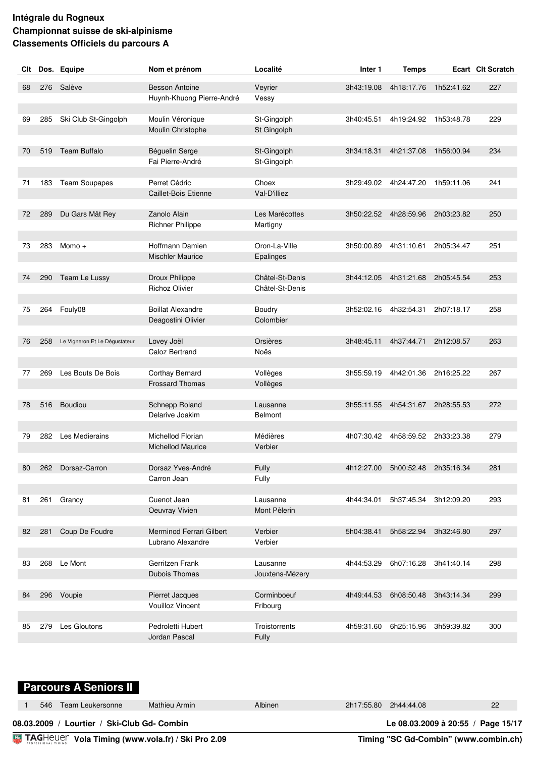**Intégrale du Rogneux**
**Championnat suisse de ski-alpinisme**
**Classements Officiels du parcours A**

| Clt | Dos. | Equipe | Nom et prénom | Localité | Inter 1 | Temps | Ecart | Clt Scratch |
|---|---|---|---|---|---|---|---|---|
| 68 | 276 | Salève | Besson Antoine | Veyrier | 3h43:19.08 | 4h18:17.76 | 1h52:41.62 | 227 |
| | | | Huynh-Khuong Pierre-André | Vessy | | | | |
| 69 | 285 | Ski Club St-Gingolph | Moulin Véronique | St-Gingolph | 3h40:45.51 | 4h19:24.92 | 1h53:48.78 | 229 |
| | | | Moulin Christophe | St Gingolph | | | | |
| 70 | 519 | Team Buffalo | Béguelin Serge | St-Gingolph | 3h34:18.31 | 4h21:37.08 | 1h56:00.94 | 234 |
| | | | Fai Pierre-André | St-Gingolph | | | | |
| 71 | 183 | Team Soupapes | Perret Cédric | Choex | 3h29:49.02 | 4h24:47.20 | 1h59:11.06 | 241 |
| | | | Caillet-Bois Etienne | Val-D'illiez | | | | |
| 72 | 289 | Du Gars Mât Rey | Zanolo Alain | Les Marécottes | 3h50:22.52 | 4h28:59.96 | 2h03:23.82 | 250 |
| | | | Richner Philippe | Martigny | | | | |
| 73 | 283 | Momo + | Hoffmann Damien | Oron-La-Ville | 3h50:00.89 | 4h31:10.61 | 2h05:34.47 | 251 |
| | | | Mischler Maurice | Epalinges | | | | |
| 74 | 290 | Team Le Lussy | Droux Philippe | Châtel-St-Denis | 3h44:12.05 | 4h31:21.68 | 2h05:45.54 | 253 |
| | | | Richoz Olivier | Châtel-St-Denis | | | | |
| 75 | 264 | Fouly08 | Boillat Alexandre | Boudry | 3h52:02.16 | 4h32:54.31 | 2h07:18.17 | 258 |
| | | | Deagostini Olivier | Colombier | | | | |
| 76 | 258 | Le Vigneron Et Le Dégustateur | Lovey Joël | Orsières | 3h48:45.11 | 4h37:44.71 | 2h12:08.57 | 263 |
| | | | Caloz Bertrand | Noës | | | | |
| 77 | 269 | Les Bouts De Bois | Corthay Bernard | Vollèges | 3h55:59.19 | 4h42:01.36 | 2h16:25.22 | 267 |
| | | | Frossard Thomas | Vollèges | | | | |
| 78 | 516 | Boudiou | Schnepp Roland | Lausanne | 3h55:11.55 | 4h54:31.67 | 2h28:55.53 | 272 |
| | | | Delarive Joakim | Belmont | | | | |
| 79 | 282 | Les Medierains | Michellod Florian | Médières | 4h07:30.42 | 4h58:59.52 | 2h33:23.38 | 279 |
| | | | Michellod Maurice | Verbier | | | | |
| 80 | 262 | Dorsaz-Carron | Dorsaz Yves-André | Fully | 4h12:27.00 | 5h00:52.48 | 2h35:16.34 | 281 |
| | | | Carron Jean | Fully | | | | |
| 81 | 261 | Grancy | Cuenot Jean | Lausanne | 4h44:34.01 | 5h37:45.34 | 3h12:09.20 | 293 |
| | | | Oeuvray Vivien | Mont Pèlerin | | | | |
| 82 | 281 | Coup De Foudre | Merminod Ferrari Gilbert | Verbier | 5h04:38.41 | 5h58:22.94 | 3h32:46.80 | 297 |
| | | | Lubrano Alexandre | Verbier | | | | |
| 83 | 268 | Le Mont | Gerritzen Frank | Lausanne | 4h44:53.29 | 6h07:16.28 | 3h41:40.14 | 298 |
| | | | Dubois Thomas | Jouxtens-Mézery | | | | |
| 84 | 296 | Voupie | Pierret Jacques | Corminboeuf | 4h49:44.53 | 6h08:50.48 | 3h43:14.34 | 299 |
| | | | Vouilloz Vincent | Fribourg | | | | |
| 85 | 279 | Les Gloutons | Pedroletti Hubert | Troistorrents | 4h59:31.60 | 6h25:15.96 | 3h59:39.82 | 300 |
| | | | Jordan Pascal | Fully | | | | |

## Parcours A Seniors II

| Clt | Dos. | Equipe | Nom et prénom | Localité | Inter 1 | Temps | Ecart | Clt Scratch |
|---|---|---|---|---|---|---|---|---|
| 1 | 546 | Team Leukersonne | Mathieu Armin | Albinen | 2h17:55.80 | 2h44:44.08 | | 22 |

08.03.2009 / Lourtier / Ski-Club Gd- Combin — Le 08.03.2009 à 20:55

Vola Timing (www.vola.fr) / Ski Pro 2.09 — Timing "SC Gd-Combin" (www.combin.ch)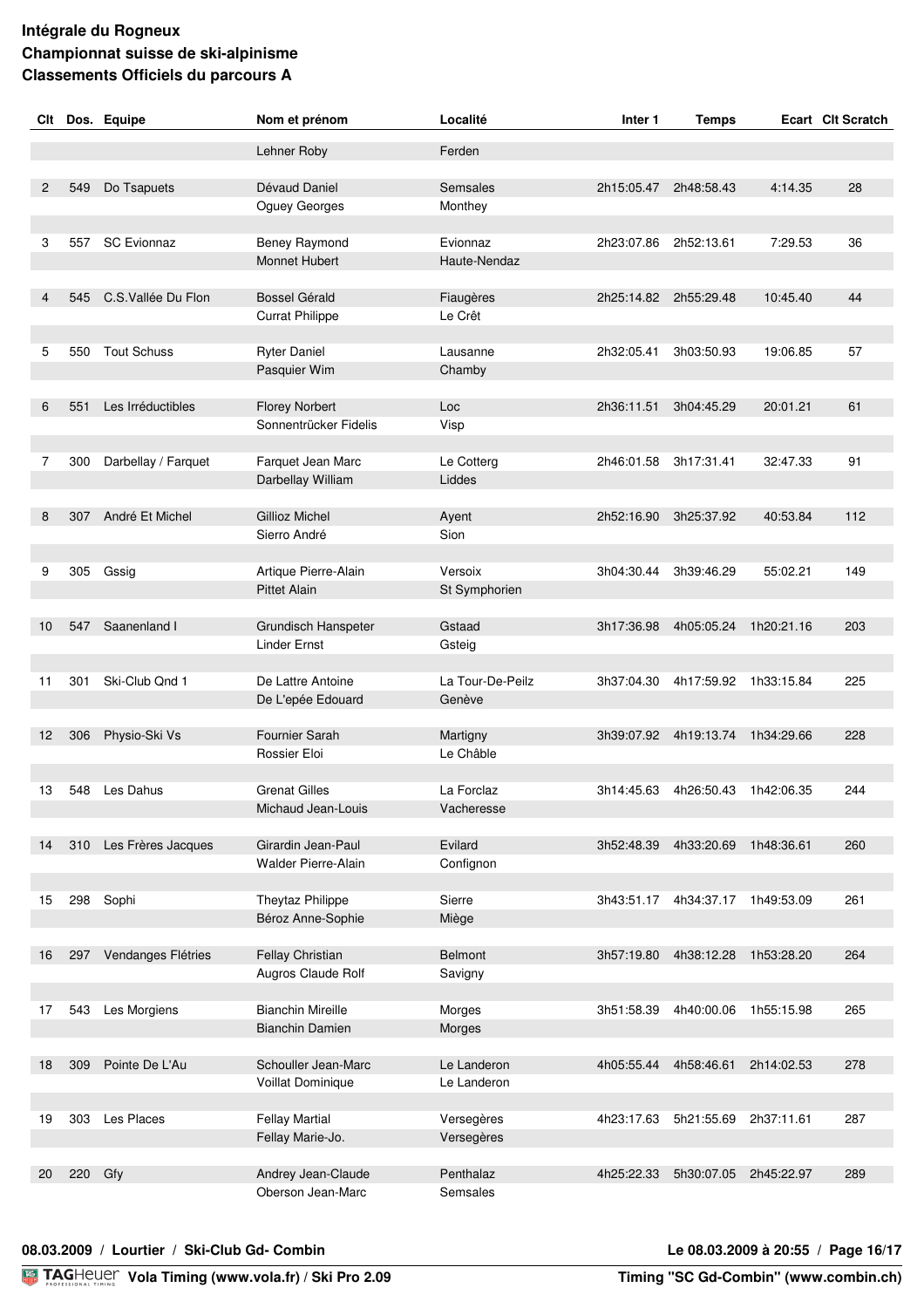**Intégrale du Rogneux**
**Championnat suisse de ski-alpinisme**
**Classements Officiels du parcours A**

| Clt | Dos. | Equipe | Nom et prénom | Localité | Inter 1 | Temps | Ecart | Clt Scratch |
|---|---|---|---|---|---|---|---|---|
| | | | Lehner Roby | Ferden | | | | |
| 2 | 549 | Do Tsapuets | Dévaud Daniel | Semsales | 2h15:05.47 | 2h48:58.43 | 4:14.35 | 28 |
| | | | Oguey Georges | Monthey | | | | |
| 3 | 557 | SC Evionnaz | Beney Raymond | Evionnaz | 2h23:07.86 | 2h52:13.61 | 7:29.53 | 36 |
| | | | Monnet Hubert | Haute-Nendaz | | | | |
| 4 | 545 | C.S.Vallée Du Flon | Bossel Gérald | Fiaugères | 2h25:14.82 | 2h55:29.48 | 10:45.40 | 44 |
| | | | Currat Philippe | Le Crêt | | | | |
| 5 | 550 | Tout Schuss | Ryter Daniel | Lausanne | 2h32:05.41 | 3h03:50.93 | 19:06.85 | 57 |
| | | | Pasquier Wim | Chamby | | | | |
| 6 | 551 | Les Irréductibles | Florey Norbert | Loc | 2h36:11.51 | 3h04:45.29 | 20:01.21 | 61 |
| | | | Sonnentrücker Fidelis | Visp | | | | |
| 7 | 300 | Darbellay / Farquet | Farquet Jean Marc | Le Cotterg | 2h46:01.58 | 3h17:31.41 | 32:47.33 | 91 |
| | | | Darbellay William | Liddes | | | | |
| 8 | 307 | André Et Michel | Gillioz Michel | Ayent | 2h52:16.90 | 3h25:37.92 | 40:53.84 | 112 |
| | | | Sierro André | Sion | | | | |
| 9 | 305 | Gssig | Artique Pierre-Alain | Versoix | 3h04:30.44 | 3h39:46.29 | 55:02.21 | 149 |
| | | | Pittet Alain | St Symphorien | | | | |
| 10 | 547 | Saanenland I | Grundisch Hanspeter | Gstaad | 3h17:36.98 | 4h05:05.24 | 1h20:21.16 | 203 |
| | | | Linder Ernst | Gsteig | | | | |
| 11 | 301 | Ski-Club Qnd 1 | De Lattre Antoine | La Tour-De-Peilz | 3h37:04.30 | 4h17:59.92 | 1h33:15.84 | 225 |
| | | | De L'epée Edouard | Genève | | | | |
| 12 | 306 | Physio-Ski Vs | Fournier Sarah | Martigny | 3h39:07.92 | 4h19:13.74 | 1h34:29.66 | 228 |
| | | | Rossier Eloi | Le Châble | | | | |
| 13 | 548 | Les Dahus | Grenat Gilles | La Forclaz | 3h14:45.63 | 4h26:50.43 | 1h42:06.35 | 244 |
| | | | Michaud Jean-Louis | Vacheresse | | | | |
| 14 | 310 | Les Frères Jacques | Girardin Jean-Paul | Evilard | 3h52:48.39 | 4h33:20.69 | 1h48:36.61 | 260 |
| | | | Walder Pierre-Alain | Confignon | | | | |
| 15 | 298 | Sophi | Theytaz Philippe | Sierre | 3h43:51.17 | 4h34:37.17 | 1h49:53.09 | 261 |
| | | | Béroz Anne-Sophie | Miège | | | | |
| 16 | 297 | Vendanges Flétries | Fellay Christian | Belmont | 3h57:19.80 | 4h38:12.28 | 1h53:28.20 | 264 |
| | | | Augros Claude Rolf | Savigny | | | | |
| 17 | 543 | Les Morgiens | Bianchin Mireille | Morges | 3h51:58.39 | 4h40:00.06 | 1h55:15.98 | 265 |
| | | | Bianchin Damien | Morges | | | | |
| 18 | 309 | Pointe De L'Au | Schouller Jean-Marc | Le Landeron | 4h05:55.44 | 4h58:46.61 | 2h14:02.53 | 278 |
| | | | Voillat Dominique | Le Landeron | | | | |
| 19 | 303 | Les Places | Fellay Martial | Versegères | 4h23:17.63 | 5h21:55.69 | 2h37:11.61 | 287 |
| | | | Fellay Marie-Jo. | Versegères | | | | |
| 20 | 220 | Gfy | Andrey Jean-Claude | Penthalaz | 4h25:22.33 | 5h30:07.05 | 2h45:22.97 | 289 |
| | | | Oberson Jean-Marc | Semsales | | | | |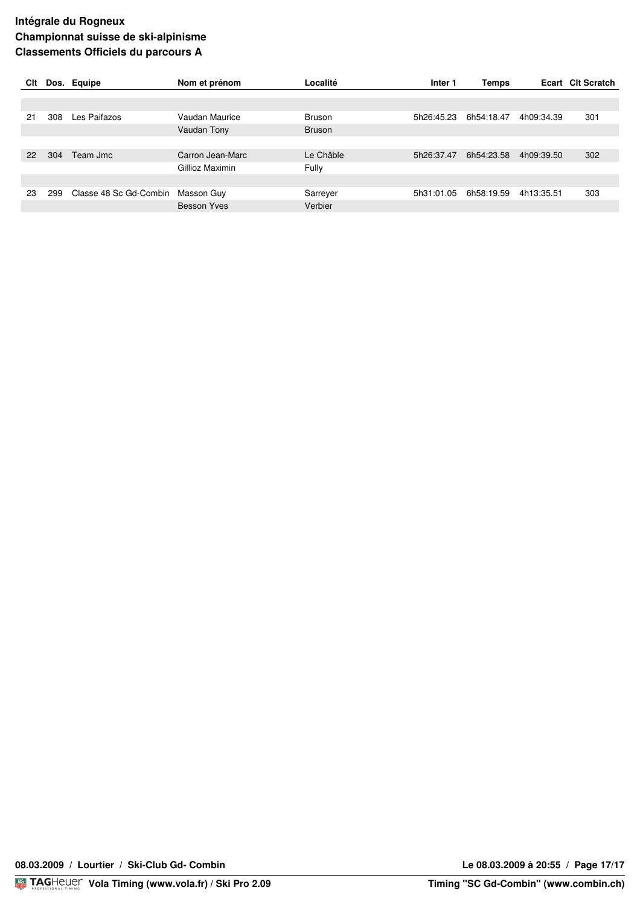**Intégrale du Rogneux**
**Championnat suisse de ski-alpinisme**
**Classements Officiels du parcours A**

| Clt | Dos. | Equipe | Nom et prénom | Localité | Inter 1 | Temps | Ecart | Clt Scratch |
|---|---|---|---|---|---|---|---|---|
| 21 | 308 | Les Paifazos | Vaudan Maurice | Bruson | 5h26:45.23 | 6h54:18.47 | 4h09:34.39 | 301 |
| | | | Vaudan Tony | Bruson | | | | |
| 22 | 304 | Team Jmc | Carron Jean-Marc | Le Châble | 5h26:37.47 | 6h54:23.58 | 4h09:39.50 | 302 |
| | | | Gillioz Maximin | Fully | | | | |
| 23 | 299 | Classe 48 Sc Gd-Combin | Masson Guy | Sarreyer | 5h31:01.05 | 6h58:19.59 | 4h13:35.51 | 303 |
| | | | Besson Yves | Verbier | | | | |

**08.03.2009 / Lourtier / Ski-Club Gd- Combin** — Le 08.03.2009 à 20:55

TAGHeuer PROFESSIONAL TIMING **Vola Timing (www.vola.fr) / Ski Pro 2.09** — **Timing "SC Gd-Combin" (www.combin.ch)**